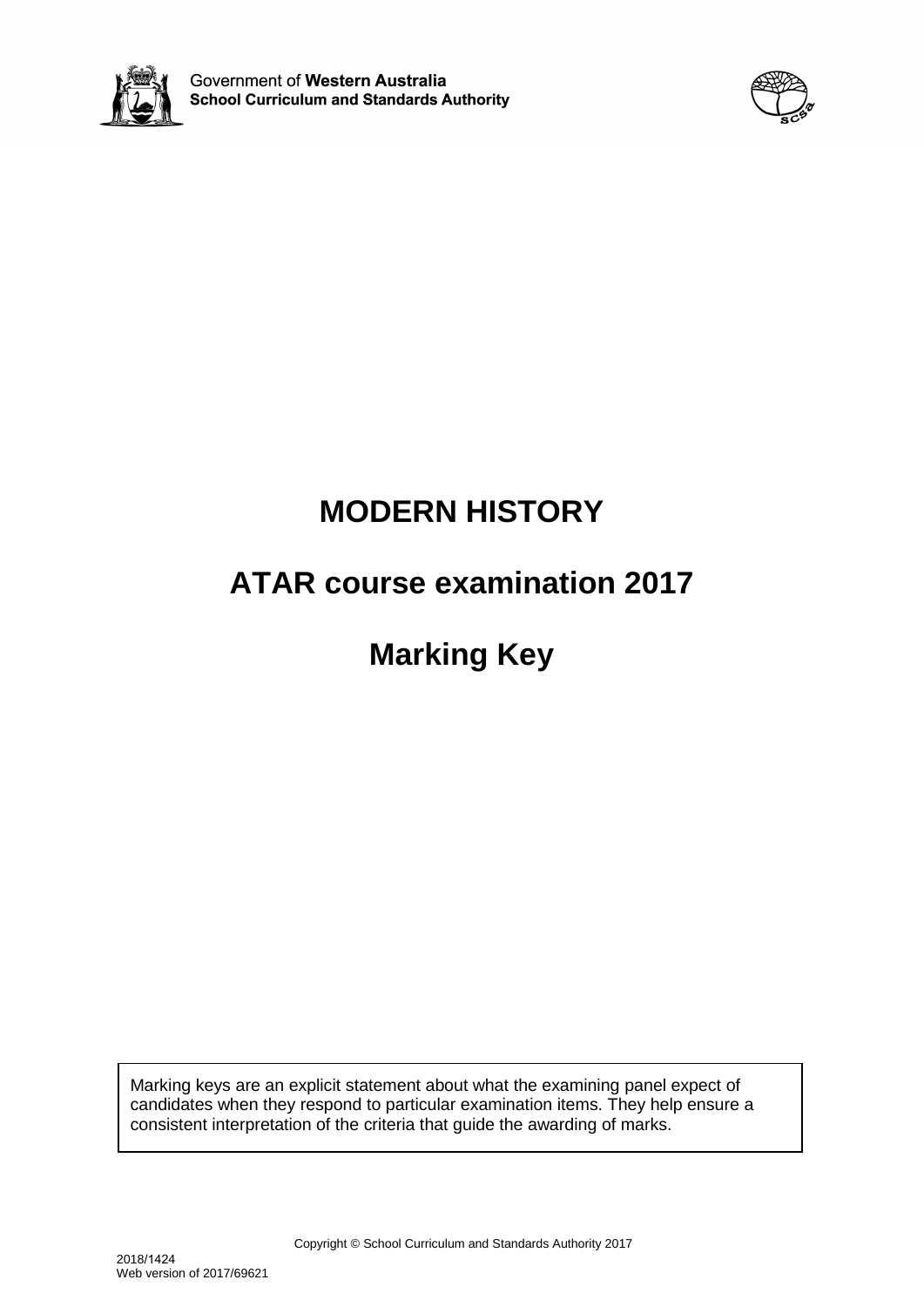Government of **Western Australia**
**School Curriculum and Standards Authority**

# MODERN HISTORY

# ATAR course examination 2017

# Marking Key

Marking keys are an explicit statement about what the examining panel expect of candidates when they respond to particular examination items. They help ensure a consistent interpretation of the criteria that guide the awarding of marks.

Copyright © School Curriculum and Standards Authority 2017

2018/1424
Web version of 2017/69621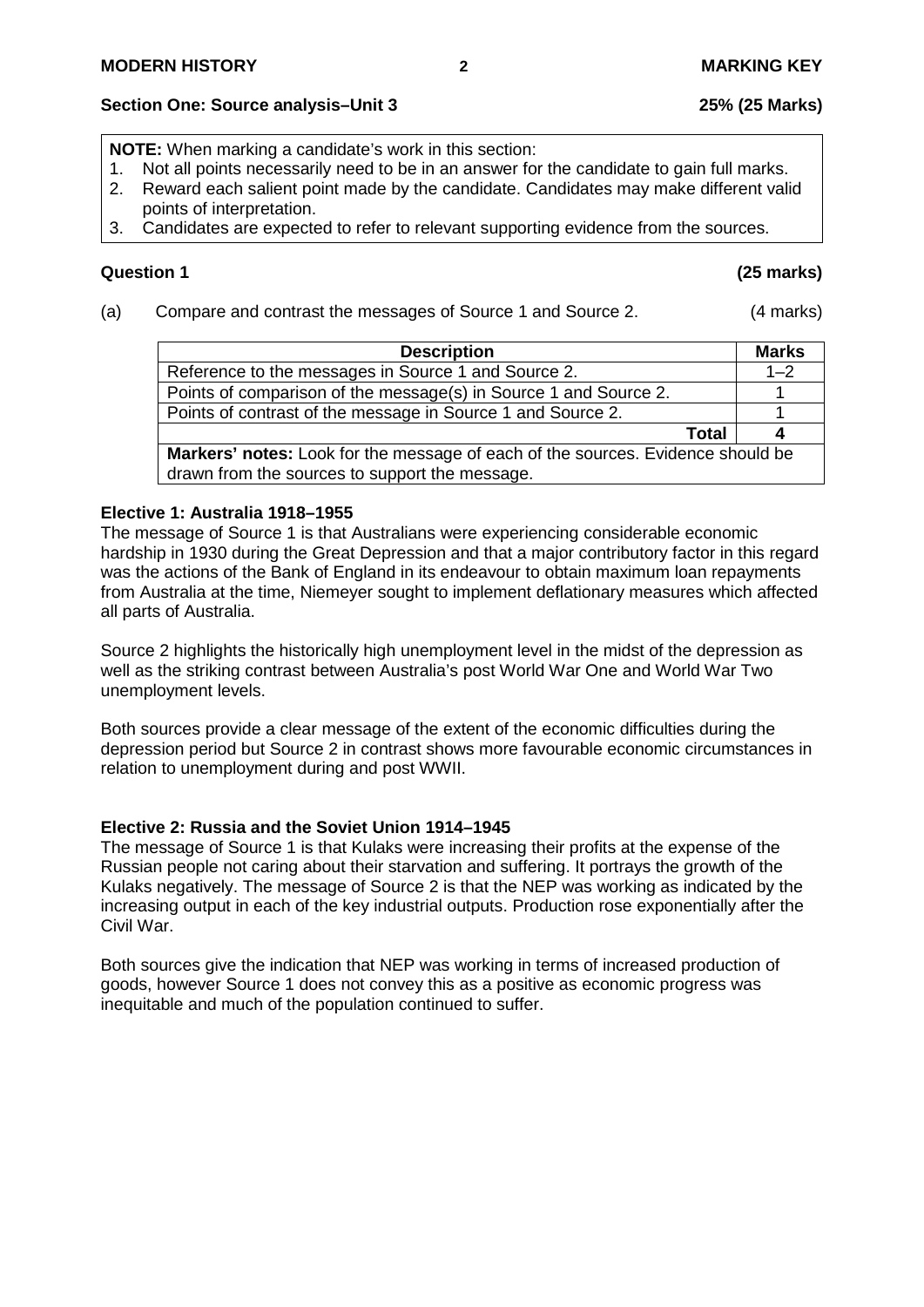## Section One: Source analysis–Unit 3 — 25% (25 Marks)

**NOTE:** When marking a candidate's work in this section:
1. Not all points necessarily need to be in an answer for the candidate to gain full marks.
2. Reward each salient point made by the candidate. Candidates may make different valid points of interpretation.
3. Candidates are expected to refer to relevant supporting evidence from the sources.

### Question 1 (25 marks)

(a) Compare and contrast the messages of Source 1 and Source 2. (4 marks)

| Description | Marks |
|---|---|
| Reference to the messages in Source 1 and Source 2. | 1–2 |
| Points of comparison of the message(s) in Source 1 and Source 2. | 1 |
| Points of contrast of the message in Source 1 and Source 2. | 1 |
| **Total** | **4** |
| **Markers' notes:** Look for the message of each of the sources. Evidence should be drawn from the sources to support the message. | |

**Elective 1: Australia 1918–1955**

The message of Source 1 is that Australians were experiencing considerable economic hardship in 1930 during the Great Depression and that a major contributory factor in this regard was the actions of the Bank of England in its endeavour to obtain maximum loan repayments from Australia at the time, Niemeyer sought to implement deflationary measures which affected all parts of Australia.

Source 2 highlights the historically high unemployment level in the midst of the depression as well as the striking contrast between Australia's post World War One and World War Two unemployment levels.

Both sources provide a clear message of the extent of the economic difficulties during the depression period but Source 2 in contrast shows more favourable economic circumstances in relation to unemployment during and post WWII.

**Elective 2: Russia and the Soviet Union 1914–1945**

The message of Source 1 is that Kulaks were increasing their profits at the expense of the Russian people not caring about their starvation and suffering. It portrays the growth of the Kulaks negatively. The message of Source 2 is that the NEP was working as indicated by the increasing output in each of the key industrial outputs. Production rose exponentially after the Civil War.

Both sources give the indication that NEP was working in terms of increased production of goods, however Source 1 does not convey this as a positive as economic progress was inequitable and much of the population continued to suffer.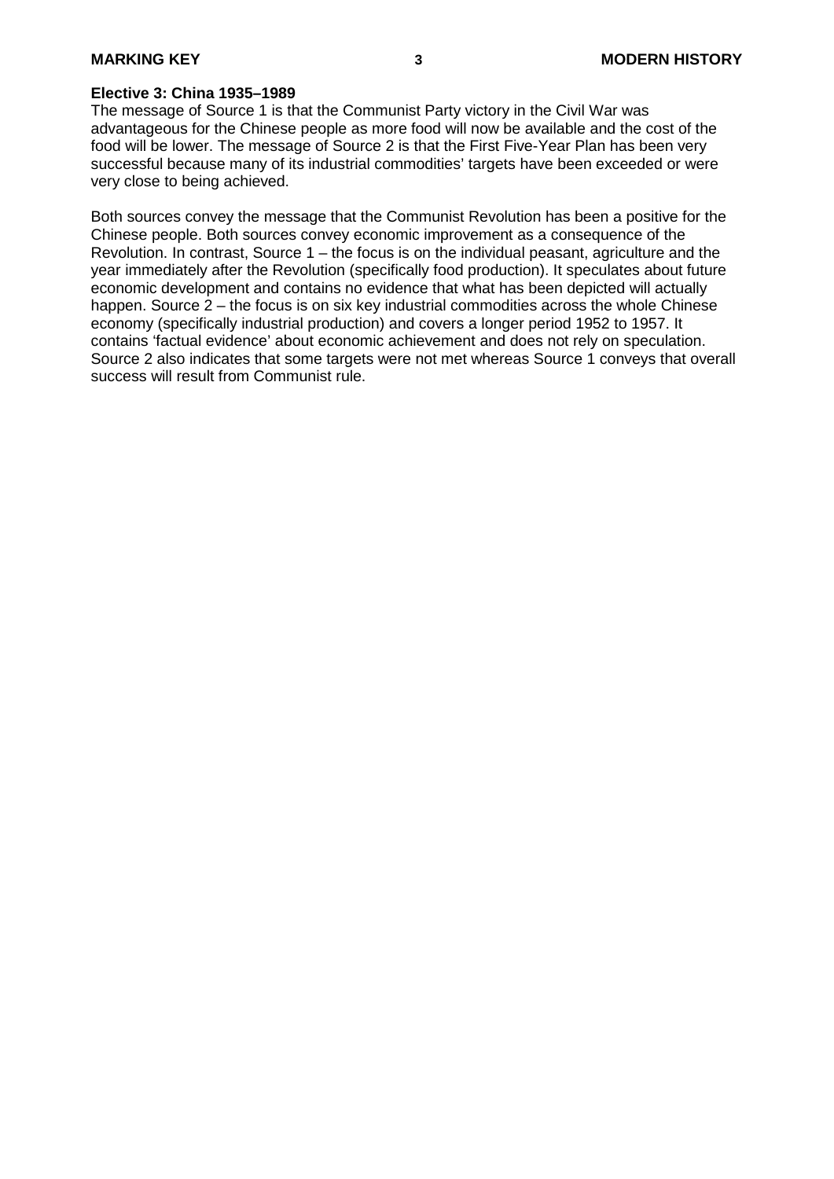**Elective 3: China 1935–1989**

The message of Source 1 is that the Communist Party victory in the Civil War was advantageous for the Chinese people as more food will now be available and the cost of the food will be lower. The message of Source 2 is that the First Five-Year Plan has been very successful because many of its industrial commodities' targets have been exceeded or were very close to being achieved.

Both sources convey the message that the Communist Revolution has been a positive for the Chinese people. Both sources convey economic improvement as a consequence of the Revolution. In contrast, Source 1 – the focus is on the individual peasant, agriculture and the year immediately after the Revolution (specifically food production). It speculates about future economic development and contains no evidence that what has been depicted will actually happen. Source 2 – the focus is on six key industrial commodities across the whole Chinese economy (specifically industrial production) and covers a longer period 1952 to 1957. It contains 'factual evidence' about economic achievement and does not rely on speculation. Source 2 also indicates that some targets were not met whereas Source 1 conveys that overall success will result from Communist rule.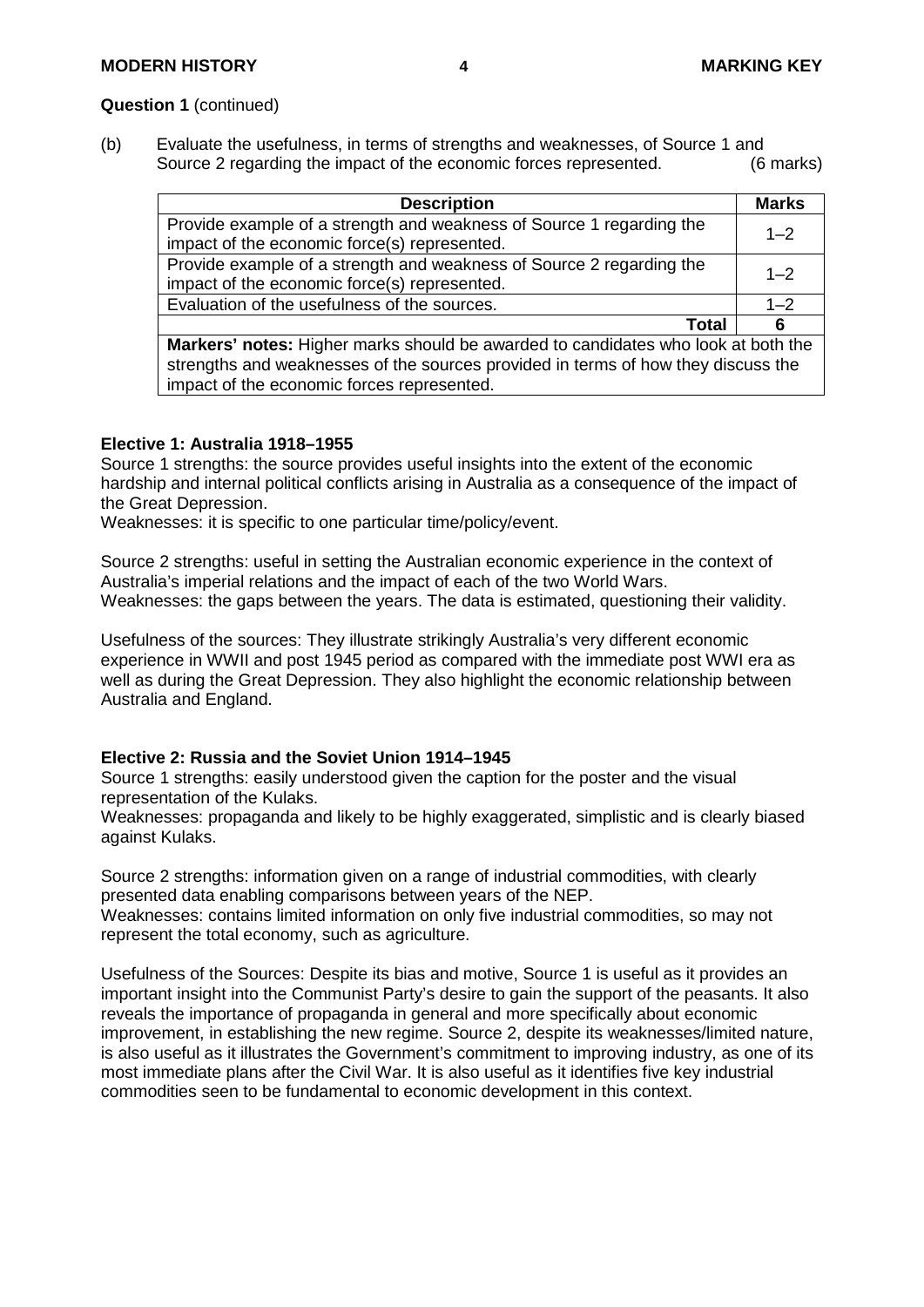**Question 1** (continued)

(b) Evaluate the usefulness, in terms of strengths and weaknesses, of Source 1 and Source 2 regarding the impact of the economic forces represented. (6 marks)

| Description | Marks |
|---|---|
| Provide example of a strength and weakness of Source 1 regarding the impact of the economic force(s) represented. | 1–2 |
| Provide example of a strength and weakness of Source 2 regarding the impact of the economic force(s) represented. | 1–2 |
| Evaluation of the usefulness of the sources. | 1–2 |
| **Total** | **6** |
| **Markers' notes:** Higher marks should be awarded to candidates who look at both the strengths and weaknesses of the sources provided in terms of how they discuss the impact of the economic forces represented. | |

**Elective 1: Australia 1918–1955**

Source 1 strengths: the source provides useful insights into the extent of the economic hardship and internal political conflicts arising in Australia as a consequence of the impact of the Great Depression.
Weaknesses: it is specific to one particular time/policy/event.

Source 2 strengths: useful in setting the Australian economic experience in the context of Australia's imperial relations and the impact of each of the two World Wars.
Weaknesses: the gaps between the years. The data is estimated, questioning their validity.

Usefulness of the sources: They illustrate strikingly Australia's very different economic experience in WWII and post 1945 period as compared with the immediate post WWI era as well as during the Great Depression. They also highlight the economic relationship between Australia and England.

**Elective 2: Russia and the Soviet Union 1914–1945**

Source 1 strengths: easily understood given the caption for the poster and the visual representation of the Kulaks.
Weaknesses: propaganda and likely to be highly exaggerated, simplistic and is clearly biased against Kulaks.

Source 2 strengths: information given on a range of industrial commodities, with clearly presented data enabling comparisons between years of the NEP.
Weaknesses: contains limited information on only five industrial commodities, so may not represent the total economy, such as agriculture.

Usefulness of the Sources: Despite its bias and motive, Source 1 is useful as it provides an important insight into the Communist Party's desire to gain the support of the peasants. It also reveals the importance of propaganda in general and more specifically about economic improvement, in establishing the new regime. Source 2, despite its weaknesses/limited nature, is also useful as it illustrates the Government's commitment to improving industry, as one of its most immediate plans after the Civil War. It is also useful as it identifies five key industrial commodities seen to be fundamental to economic development in this context.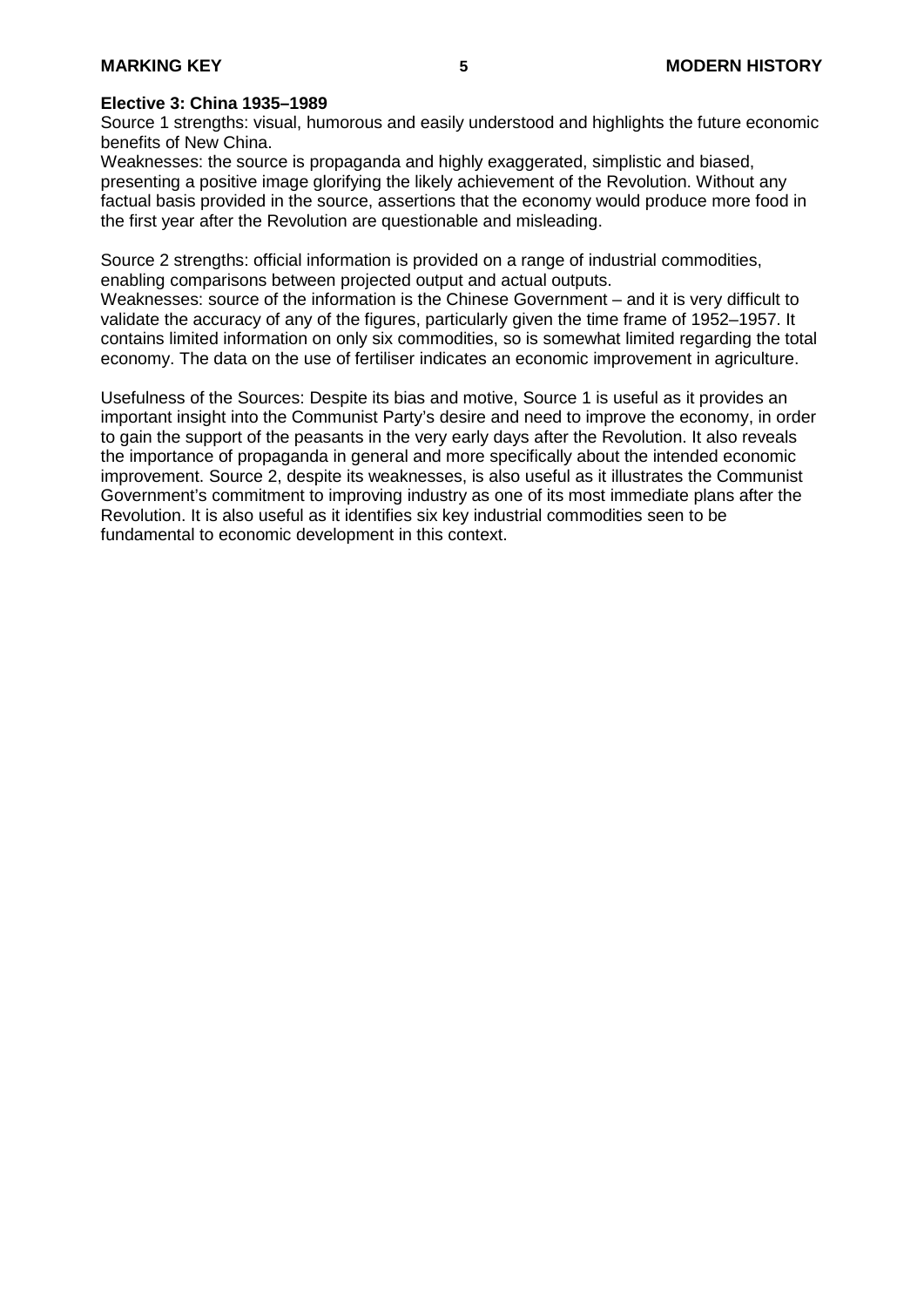**Elective 3: China 1935–1989**

Source 1 strengths: visual, humorous and easily understood and highlights the future economic benefits of New China.

Weaknesses: the source is propaganda and highly exaggerated, simplistic and biased, presenting a positive image glorifying the likely achievement of the Revolution. Without any factual basis provided in the source, assertions that the economy would produce more food in the first year after the Revolution are questionable and misleading.

Source 2 strengths: official information is provided on a range of industrial commodities, enabling comparisons between projected output and actual outputs.

Weaknesses: source of the information is the Chinese Government – and it is very difficult to validate the accuracy of any of the figures, particularly given the time frame of 1952–1957. It contains limited information on only six commodities, so is somewhat limited regarding the total economy. The data on the use of fertiliser indicates an economic improvement in agriculture.

Usefulness of the Sources: Despite its bias and motive, Source 1 is useful as it provides an important insight into the Communist Party's desire and need to improve the economy, in order to gain the support of the peasants in the very early days after the Revolution. It also reveals the importance of propaganda in general and more specifically about the intended economic improvement. Source 2, despite its weaknesses, is also useful as it illustrates the Communist Government's commitment to improving industry as one of its most immediate plans after the Revolution. It is also useful as it identifies six key industrial commodities seen to be fundamental to economic development in this context.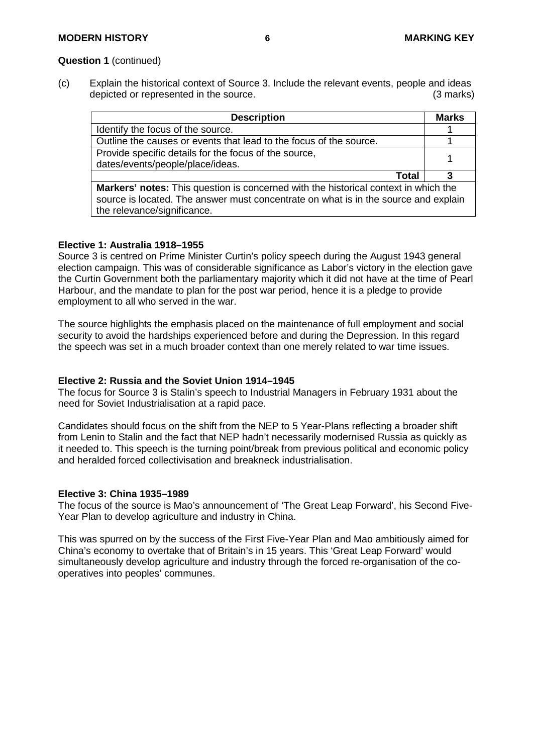**Question 1** (continued)

(c) Explain the historical context of Source 3. Include the relevant events, people and ideas depicted or represented in the source. (3 marks)

| Description | Marks |
|---|---|
| Identify the focus of the source. | 1 |
| Outline the causes or events that lead to the focus of the source. | 1 |
| Provide specific details for the focus of the source, dates/events/people/place/ideas. | 1 |
| **Total** | **3** |
| **Markers' notes:** This question is concerned with the historical context in which the source is located. The answer must concentrate on what is in the source and explain the relevance/significance. | |

**Elective 1: Australia 1918–1955**

Source 3 is centred on Prime Minister Curtin's policy speech during the August 1943 general election campaign. This was of considerable significance as Labor's victory in the election gave the Curtin Government both the parliamentary majority which it did not have at the time of Pearl Harbour, and the mandate to plan for the post war period, hence it is a pledge to provide employment to all who served in the war.

The source highlights the emphasis placed on the maintenance of full employment and social security to avoid the hardships experienced before and during the Depression. In this regard the speech was set in a much broader context than one merely related to war time issues.

**Elective 2: Russia and the Soviet Union 1914–1945**

The focus for Source 3 is Stalin's speech to Industrial Managers in February 1931 about the need for Soviet Industrialisation at a rapid pace.

Candidates should focus on the shift from the NEP to 5 Year-Plans reflecting a broader shift from Lenin to Stalin and the fact that NEP hadn't necessarily modernised Russia as quickly as it needed to. This speech is the turning point/break from previous political and economic policy and heralded forced collectivisation and breakneck industrialisation.

**Elective 3: China 1935–1989**

The focus of the source is Mao's announcement of 'The Great Leap Forward', his Second Five-Year Plan to develop agriculture and industry in China.

This was spurred on by the success of the First Five-Year Plan and Mao ambitiously aimed for China's economy to overtake that of Britain's in 15 years. This 'Great Leap Forward' would simultaneously develop agriculture and industry through the forced re-organisation of the co-operatives into peoples' communes.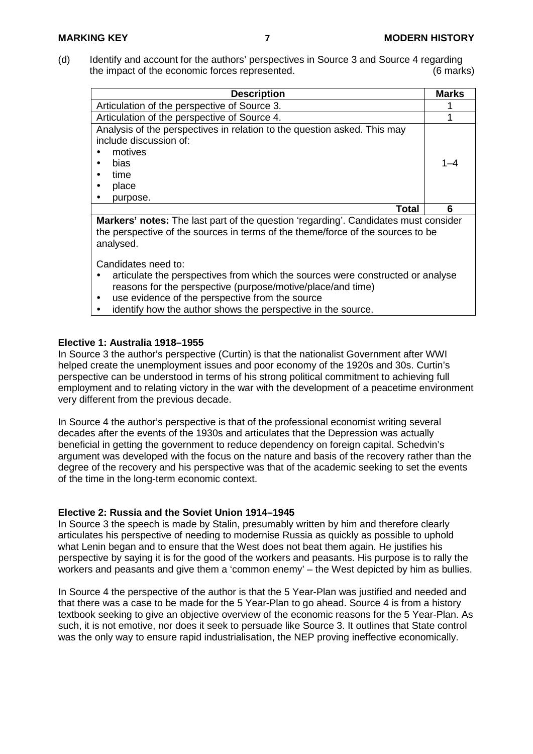(d) Identify and account for the authors' perspectives in Source 3 and Source 4 regarding the impact of the economic forces represented. (6 marks)

| Description | Marks |
|---|---|
| Articulation of the perspective of Source 3. | 1 |
| Articulation of the perspective of Source 4. | 1 |
| Analysis of the perspectives in relation to the question asked. This may include discussion of:<br>• motives<br>• bias<br>• time<br>• place<br>• purpose. | 1–4 |
| **Total** | **6** |
| **Markers' notes:** The last part of the question 'regarding'. Candidates must consider the perspective of the sources in terms of the theme/force of the sources to be analysed.<br><br>Candidates need to:<br>• articulate the perspectives from which the sources were constructed or analyse reasons for the perspective (purpose/motive/place/and time)<br>• use evidence of the perspective from the source<br>• identify how the author shows the perspective in the source. | |

**Elective 1: Australia 1918–1955**

In Source 3 the author's perspective (Curtin) is that the nationalist Government after WWI helped create the unemployment issues and poor economy of the 1920s and 30s. Curtin's perspective can be understood in terms of his strong political commitment to achieving full employment and to relating victory in the war with the development of a peacetime environment very different from the previous decade.

In Source 4 the author's perspective is that of the professional economist writing several decades after the events of the 1930s and articulates that the Depression was actually beneficial in getting the government to reduce dependency on foreign capital. Schedvin's argument was developed with the focus on the nature and basis of the recovery rather than the degree of the recovery and his perspective was that of the academic seeking to set the events of the time in the long-term economic context.

**Elective 2: Russia and the Soviet Union 1914–1945**

In Source 3 the speech is made by Stalin, presumably written by him and therefore clearly articulates his perspective of needing to modernise Russia as quickly as possible to uphold what Lenin began and to ensure that the West does not beat them again. He justifies his perspective by saying it is for the good of the workers and peasants. His purpose is to rally the workers and peasants and give them a 'common enemy' – the West depicted by him as bullies.

In Source 4 the perspective of the author is that the 5 Year-Plan was justified and needed and that there was a case to be made for the 5 Year-Plan to go ahead. Source 4 is from a history textbook seeking to give an objective overview of the economic reasons for the 5 Year-Plan. As such, it is not emotive, nor does it seek to persuade like Source 3. It outlines that State control was the only way to ensure rapid industrialisation, the NEP proving ineffective economically.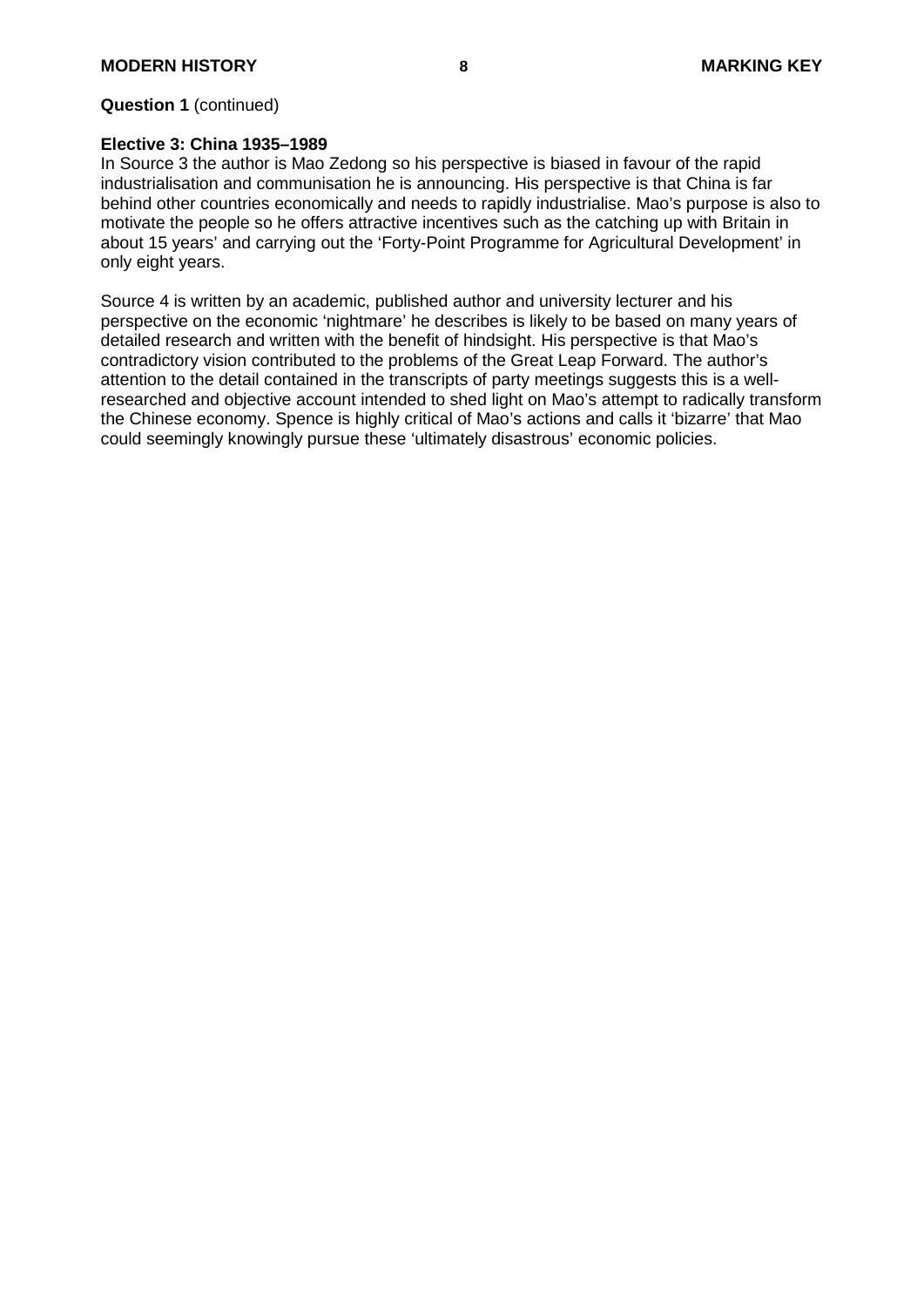**Question 1** (continued)

**Elective 3: China 1935–1989**

In Source 3 the author is Mao Zedong so his perspective is biased in favour of the rapid industrialisation and communisation he is announcing. His perspective is that China is far behind other countries economically and needs to rapidly industrialise. Mao's purpose is also to motivate the people so he offers attractive incentives such as the catching up with Britain in about 15 years' and carrying out the 'Forty-Point Programme for Agricultural Development' in only eight years.

Source 4 is written by an academic, published author and university lecturer and his perspective on the economic 'nightmare' he describes is likely to be based on many years of detailed research and written with the benefit of hindsight. His perspective is that Mao's contradictory vision contributed to the problems of the Great Leap Forward. The author's attention to the detail contained in the transcripts of party meetings suggests this is a well-researched and objective account intended to shed light on Mao's attempt to radically transform the Chinese economy. Spence is highly critical of Mao's actions and calls it 'bizarre' that Mao could seemingly knowingly pursue these 'ultimately disastrous' economic policies.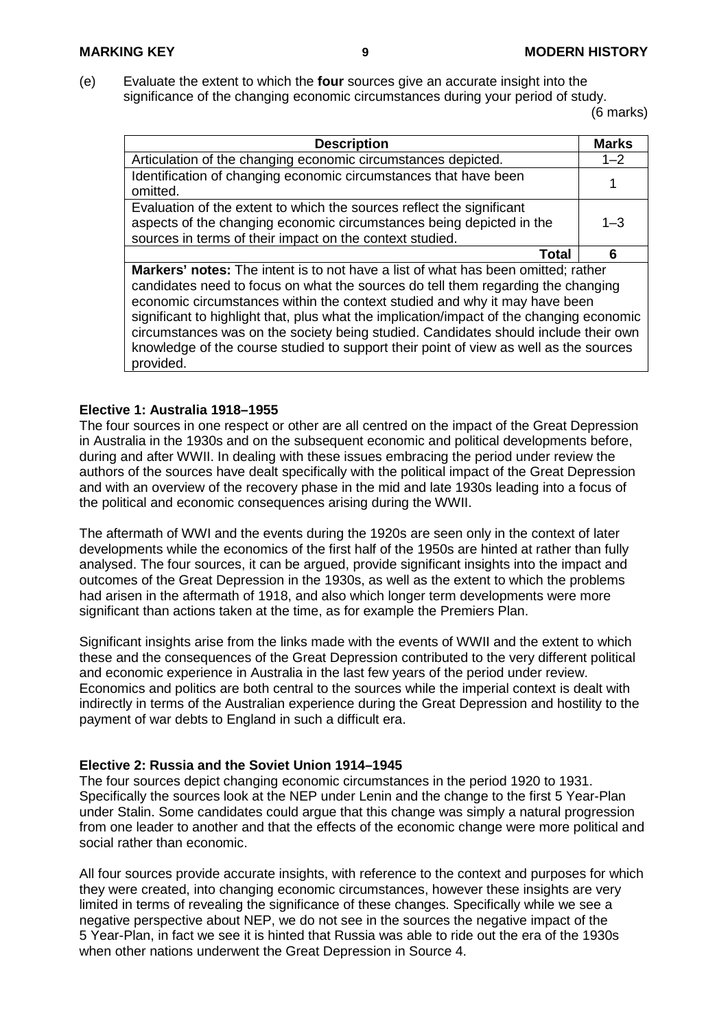(e) Evaluate the extent to which the **four** sources give an accurate insight into the significance of the changing economic circumstances during your period of study. (6 marks)

| Description | Marks |
|---|---|
| Articulation of the changing economic circumstances depicted. | 1–2 |
| Identification of changing economic circumstances that have been omitted. | 1 |
| Evaluation of the extent to which the sources reflect the significant aspects of the changing economic circumstances being depicted in the sources in terms of their impact on the context studied. | 1–3 |
| **Total** | **6** |
| **Markers' notes:** The intent is to not have a list of what has been omitted; rather candidates need to focus on what the sources do tell them regarding the changing economic circumstances within the context studied and why it may have been significant to highlight that, plus what the implication/impact of the changing economic circumstances was on the society being studied. Candidates should include their own knowledge of the course studied to support their point of view as well as the sources provided. | |

**Elective 1: Australia 1918–1955**

The four sources in one respect or other are all centred on the impact of the Great Depression in Australia in the 1930s and on the subsequent economic and political developments before, during and after WWII. In dealing with these issues embracing the period under review the authors of the sources have dealt specifically with the political impact of the Great Depression and with an overview of the recovery phase in the mid and late 1930s leading into a focus of the political and economic consequences arising during the WWII.

The aftermath of WWI and the events during the 1920s are seen only in the context of later developments while the economics of the first half of the 1950s are hinted at rather than fully analysed. The four sources, it can be argued, provide significant insights into the impact and outcomes of the Great Depression in the 1930s, as well as the extent to which the problems had arisen in the aftermath of 1918, and also which longer term developments were more significant than actions taken at the time, as for example the Premiers Plan.

Significant insights arise from the links made with the events of WWII and the extent to which these and the consequences of the Great Depression contributed to the very different political and economic experience in Australia in the last few years of the period under review. Economics and politics are both central to the sources while the imperial context is dealt with indirectly in terms of the Australian experience during the Great Depression and hostility to the payment of war debts to England in such a difficult era.

**Elective 2: Russia and the Soviet Union 1914–1945**

The four sources depict changing economic circumstances in the period 1920 to 1931. Specifically the sources look at the NEP under Lenin and the change to the first 5 Year-Plan under Stalin. Some candidates could argue that this change was simply a natural progression from one leader to another and that the effects of the economic change were more political and social rather than economic.

All four sources provide accurate insights, with reference to the context and purposes for which they were created, into changing economic circumstances, however these insights are very limited in terms of revealing the significance of these changes. Specifically while we see a negative perspective about NEP, we do not see in the sources the negative impact of the 5 Year-Plan, in fact we see it is hinted that Russia was able to ride out the era of the 1930s when other nations underwent the Great Depression in Source 4.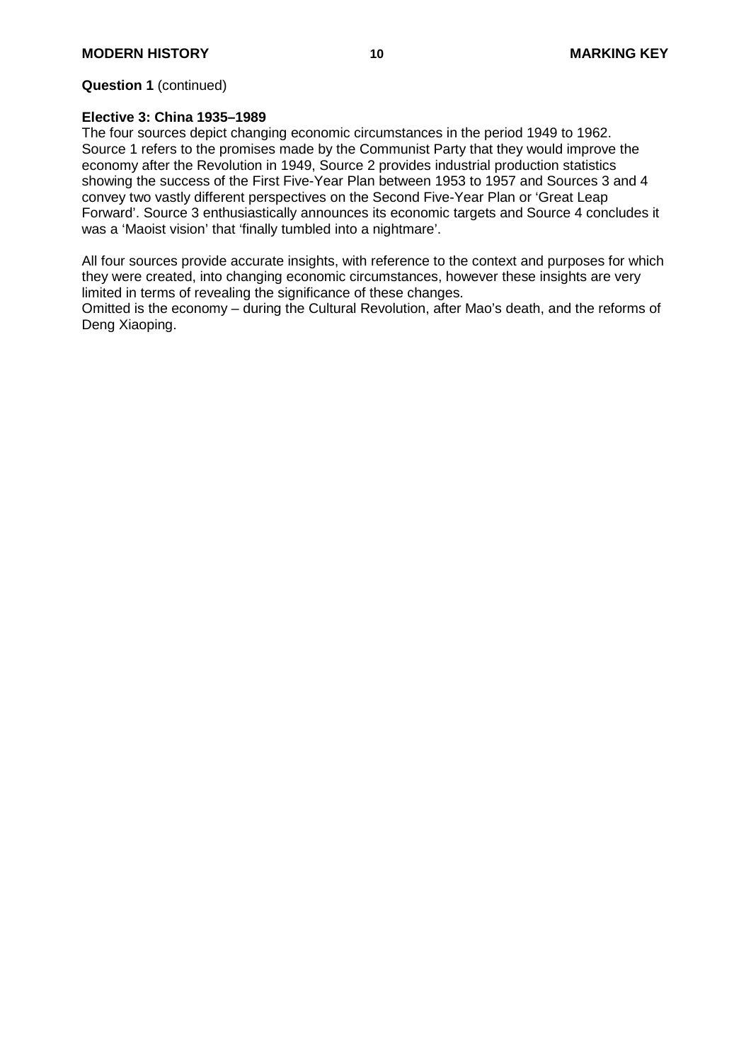**Question 1** (continued)

**Elective 3: China 1935–1989**

The four sources depict changing economic circumstances in the period 1949 to 1962. Source 1 refers to the promises made by the Communist Party that they would improve the economy after the Revolution in 1949, Source 2 provides industrial production statistics showing the success of the First Five-Year Plan between 1953 to 1957 and Sources 3 and 4 convey two vastly different perspectives on the Second Five-Year Plan or 'Great Leap Forward'. Source 3 enthusiastically announces its economic targets and Source 4 concludes it was a 'Maoist vision' that 'finally tumbled into a nightmare'.

All four sources provide accurate insights, with reference to the context and purposes for which they were created, into changing economic circumstances, however these insights are very limited in terms of revealing the significance of these changes.
Omitted is the economy – during the Cultural Revolution, after Mao's death, and the reforms of Deng Xiaoping.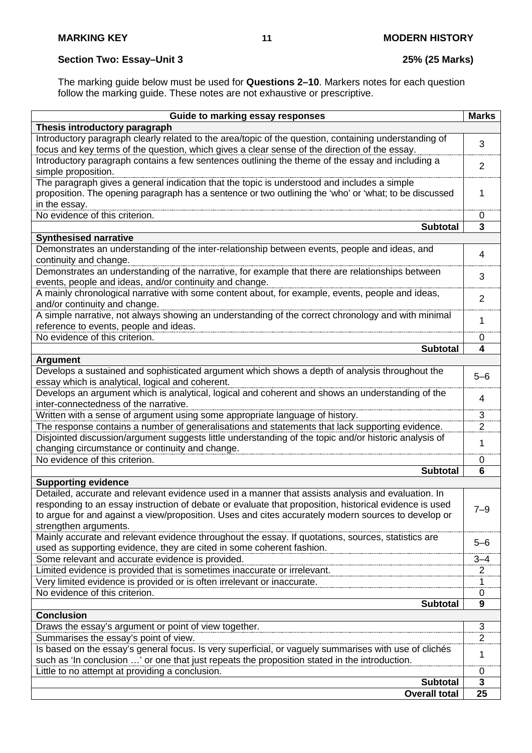## Section Two: Essay–Unit 3 — 25% (25 Marks)

The marking guide below must be used for **Questions 2–10**. Markers notes for each question follow the marking guide. These notes are not exhaustive or prescriptive.

| Guide to marking essay responses | Marks |
|---|---|
| **Thesis introductory paragraph** | |
| Introductory paragraph clearly related to the area/topic of the question, containing understanding of focus and key terms of the question, which gives a clear sense of the direction of the essay. | 3 |
| Introductory paragraph contains a few sentences outlining the theme of the essay and including a simple proposition. | 2 |
| The paragraph gives a general indication that the topic is understood and includes a simple proposition. The opening paragraph has a sentence or two outlining the 'who' or 'what; to be discussed in the essay. | 1 |
| No evidence of this criterion. | 0 |
| **Subtotal** | **3** |
| **Synthesised narrative** | |
| Demonstrates an understanding of the inter-relationship between events, people and ideas, and continuity and change. | 4 |
| Demonstrates an understanding of the narrative, for example that there are relationships between events, people and ideas, and/or continuity and change. | 3 |
| A mainly chronological narrative with some content about, for example, events, people and ideas, and/or continuity and change. | 2 |
| A simple narrative, not always showing an understanding of the correct chronology and with minimal reference to events, people and ideas. | 1 |
| No evidence of this criterion. | 0 |
| **Subtotal** | **4** |
| **Argument** | |
| Develops a sustained and sophisticated argument which shows a depth of analysis throughout the essay which is analytical, logical and coherent. | 5–6 |
| Develops an argument which is analytical, logical and coherent and shows an understanding of the inter-connectedness of the narrative. | 4 |
| Written with a sense of argument using some appropriate language of history. | 3 |
| The response contains a number of generalisations and statements that lack supporting evidence. | 2 |
| Disjointed discussion/argument suggests little understanding of the topic and/or historic analysis of changing circumstance or continuity and change. | 1 |
| No evidence of this criterion. | 0 |
| **Subtotal** | **6** |
| **Supporting evidence** | |
| Detailed, accurate and relevant evidence used in a manner that assists analysis and evaluation. In responding to an essay instruction of debate or evaluate that proposition, historical evidence is used to argue for and against a view/proposition. Uses and cites accurately modern sources to develop or strengthen arguments. | 7–9 |
| Mainly accurate and relevant evidence throughout the essay. If quotations, sources, statistics are used as supporting evidence, they are cited in some coherent fashion. | 5–6 |
| Some relevant and accurate evidence is provided. | 3–4 |
| Limited evidence is provided that is sometimes inaccurate or irrelevant. | 2 |
| Very limited evidence is provided or is often irrelevant or inaccurate. | 1 |
| No evidence of this criterion. | 0 |
| **Subtotal** | **9** |
| **Conclusion** | |
| Draws the essay's argument or point of view together. | 3 |
| Summarises the essay's point of view. | 2 |
| Is based on the essay's general focus. Is very superficial, or vaguely summarises with use of clichés such as 'In conclusion …' or one that just repeats the proposition stated in the introduction. | 1 |
| Little to no attempt at providing a conclusion. | 0 |
| **Subtotal** | **3** |
| **Overall total** | **25** |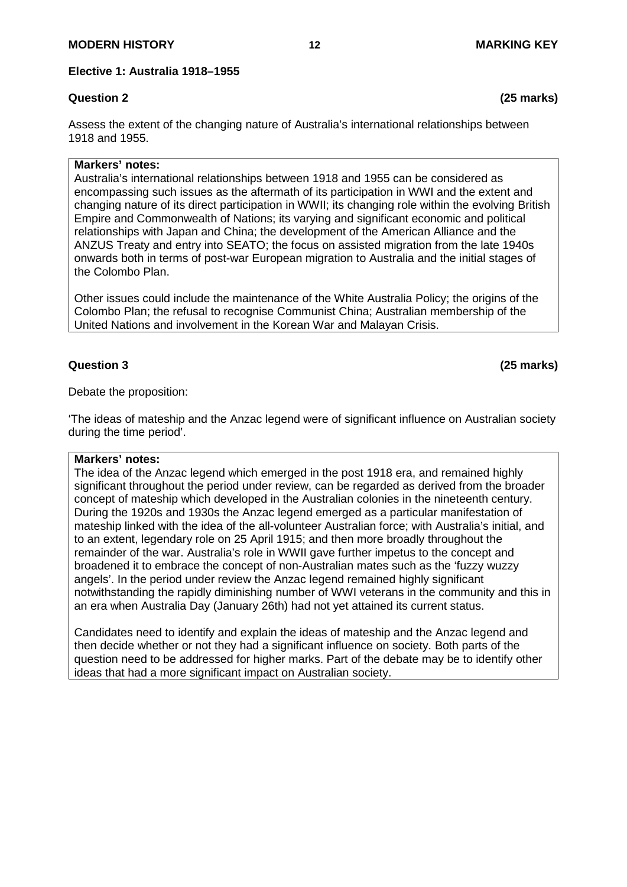## Elective 1: Australia 1918–1955

### Question 2 (25 marks)

Assess the extent of the changing nature of Australia's international relationships between 1918 and 1955.

**Markers' notes:**

Australia's international relationships between 1918 and 1955 can be considered as encompassing such issues as the aftermath of its participation in WWI and the extent and changing nature of its direct participation in WWII; its changing role within the evolving British Empire and Commonwealth of Nations; its varying and significant economic and political relationships with Japan and China; the development of the American Alliance and the ANZUS Treaty and entry into SEATO; the focus on assisted migration from the late 1940s onwards both in terms of post-war European migration to Australia and the initial stages of the Colombo Plan.

Other issues could include the maintenance of the White Australia Policy; the origins of the Colombo Plan; the refusal to recognise Communist China; Australian membership of the United Nations and involvement in the Korean War and Malayan Crisis.

### Question 3 (25 marks)

Debate the proposition:

'The ideas of mateship and the Anzac legend were of significant influence on Australian society during the time period'.

**Markers' notes:**

The idea of the Anzac legend which emerged in the post 1918 era, and remained highly significant throughout the period under review, can be regarded as derived from the broader concept of mateship which developed in the Australian colonies in the nineteenth century. During the 1920s and 1930s the Anzac legend emerged as a particular manifestation of mateship linked with the idea of the all-volunteer Australian force; with Australia's initial, and to an extent, legendary role on 25 April 1915; and then more broadly throughout the remainder of the war. Australia's role in WWII gave further impetus to the concept and broadened it to embrace the concept of non-Australian mates such as the 'fuzzy wuzzy angels'. In the period under review the Anzac legend remained highly significant notwithstanding the rapidly diminishing number of WWI veterans in the community and this in an era when Australia Day (January 26th) had not yet attained its current status.

Candidates need to identify and explain the ideas of mateship and the Anzac legend and then decide whether or not they had a significant influence on society. Both parts of the question need to be addressed for higher marks. Part of the debate may be to identify other ideas that had a more significant impact on Australian society.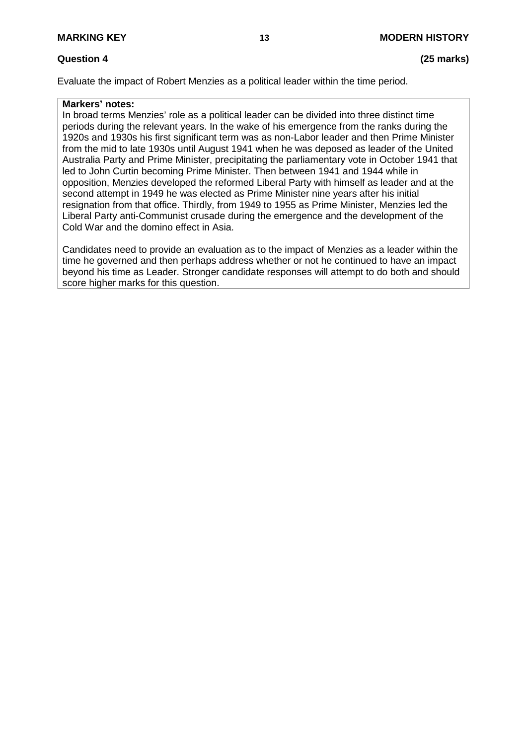**Question 4** **(25 marks)**

Evaluate the impact of Robert Menzies as a political leader within the time period.

**Markers' notes:**

In broad terms Menzies' role as a political leader can be divided into three distinct time periods during the relevant years. In the wake of his emergence from the ranks during the 1920s and 1930s his first significant term was as non-Labor leader and then Prime Minister from the mid to late 1930s until August 1941 when he was deposed as leader of the United Australia Party and Prime Minister, precipitating the parliamentary vote in October 1941 that led to John Curtin becoming Prime Minister. Then between 1941 and 1944 while in opposition, Menzies developed the reformed Liberal Party with himself as leader and at the second attempt in 1949 he was elected as Prime Minister nine years after his initial resignation from that office. Thirdly, from 1949 to 1955 as Prime Minister, Menzies led the Liberal Party anti-Communist crusade during the emergence and the development of the Cold War and the domino effect in Asia.

Candidates need to provide an evaluation as to the impact of Menzies as a leader within the time he governed and then perhaps address whether or not he continued to have an impact beyond his time as Leader. Stronger candidate responses will attempt to do both and should score higher marks for this question.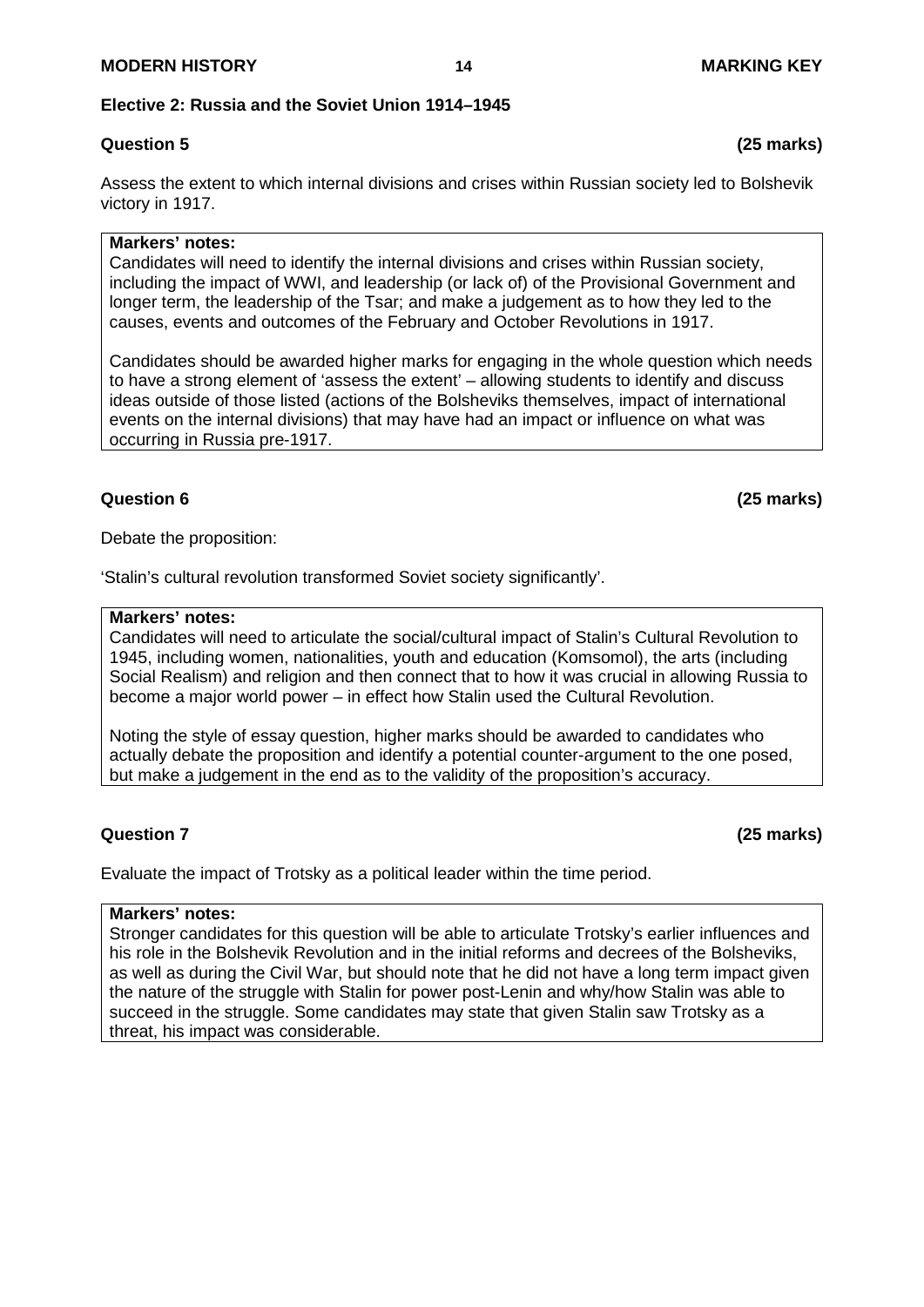## Elective 2: Russia and the Soviet Union 1914–1945

### Question 5 (25 marks)

Assess the extent to which internal divisions and crises within Russian society led to Bolshevik victory in 1917.

**Markers' notes:**
Candidates will need to identify the internal divisions and crises within Russian society, including the impact of WWI, and leadership (or lack of) of the Provisional Government and longer term, the leadership of the Tsar; and make a judgement as to how they led to the causes, events and outcomes of the February and October Revolutions in 1917.

Candidates should be awarded higher marks for engaging in the whole question which needs to have a strong element of 'assess the extent' – allowing students to identify and discuss ideas outside of those listed (actions of the Bolsheviks themselves, impact of international events on the internal divisions) that may have had an impact or influence on what was occurring in Russia pre-1917.

### Question 6 (25 marks)

Debate the proposition:

'Stalin's cultural revolution transformed Soviet society significantly'.

**Markers' notes:**
Candidates will need to articulate the social/cultural impact of Stalin's Cultural Revolution to 1945, including women, nationalities, youth and education (Komsomol), the arts (including Social Realism) and religion and then connect that to how it was crucial in allowing Russia to become a major world power – in effect how Stalin used the Cultural Revolution.

Noting the style of essay question, higher marks should be awarded to candidates who actually debate the proposition and identify a potential counter-argument to the one posed, but make a judgement in the end as to the validity of the proposition's accuracy.

### Question 7 (25 marks)

Evaluate the impact of Trotsky as a political leader within the time period.

**Markers' notes:**
Stronger candidates for this question will be able to articulate Trotsky's earlier influences and his role in the Bolshevik Revolution and in the initial reforms and decrees of the Bolsheviks, as well as during the Civil War, but should note that he did not have a long term impact given the nature of the struggle with Stalin for power post-Lenin and why/how Stalin was able to succeed in the struggle. Some candidates may state that given Stalin saw Trotsky as a threat, his impact was considerable.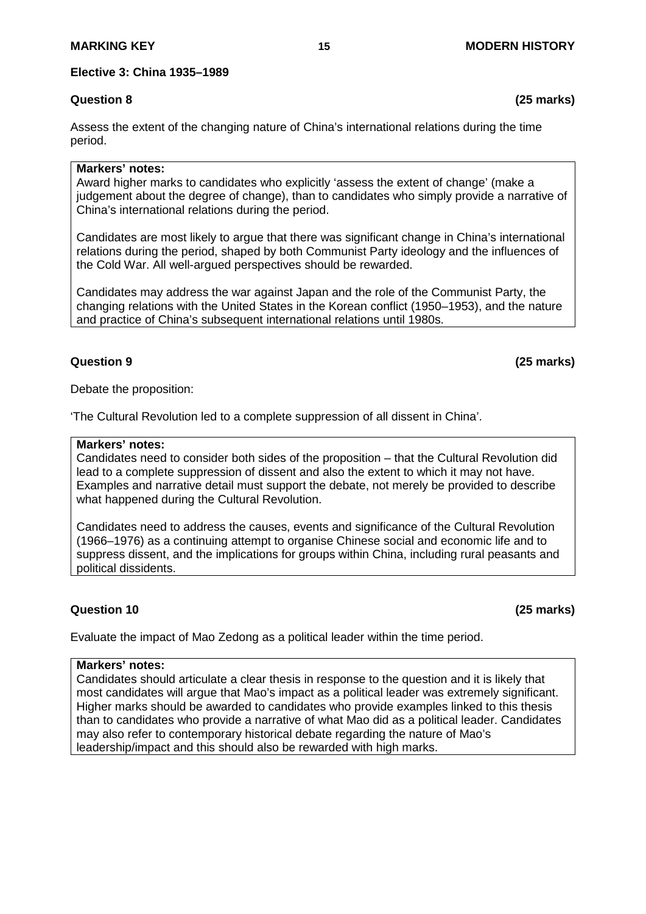## Elective 3: China 1935–1989

### Question 8 (25 marks)

Assess the extent of the changing nature of China's international relations during the time period.

**Markers' notes:**
Award higher marks to candidates who explicitly 'assess the extent of change' (make a judgement about the degree of change), than to candidates who simply provide a narrative of China's international relations during the period.

Candidates are most likely to argue that there was significant change in China's international relations during the period, shaped by both Communist Party ideology and the influences of the Cold War. All well-argued perspectives should be rewarded.

Candidates may address the war against Japan and the role of the Communist Party, the changing relations with the United States in the Korean conflict (1950–1953), and the nature and practice of China's subsequent international relations until 1980s.

### Question 9 (25 marks)

Debate the proposition:

'The Cultural Revolution led to a complete suppression of all dissent in China'.

**Markers' notes:**
Candidates need to consider both sides of the proposition – that the Cultural Revolution did lead to a complete suppression of dissent and also the extent to which it may not have. Examples and narrative detail must support the debate, not merely be provided to describe what happened during the Cultural Revolution.

Candidates need to address the causes, events and significance of the Cultural Revolution (1966–1976) as a continuing attempt to organise Chinese social and economic life and to suppress dissent, and the implications for groups within China, including rural peasants and political dissidents.

### Question 10 (25 marks)

Evaluate the impact of Mao Zedong as a political leader within the time period.

**Markers' notes:**
Candidates should articulate a clear thesis in response to the question and it is likely that most candidates will argue that Mao's impact as a political leader was extremely significant. Higher marks should be awarded to candidates who provide examples linked to this thesis than to candidates who provide a narrative of what Mao did as a political leader. Candidates may also refer to contemporary historical debate regarding the nature of Mao's leadership/impact and this should also be rewarded with high marks.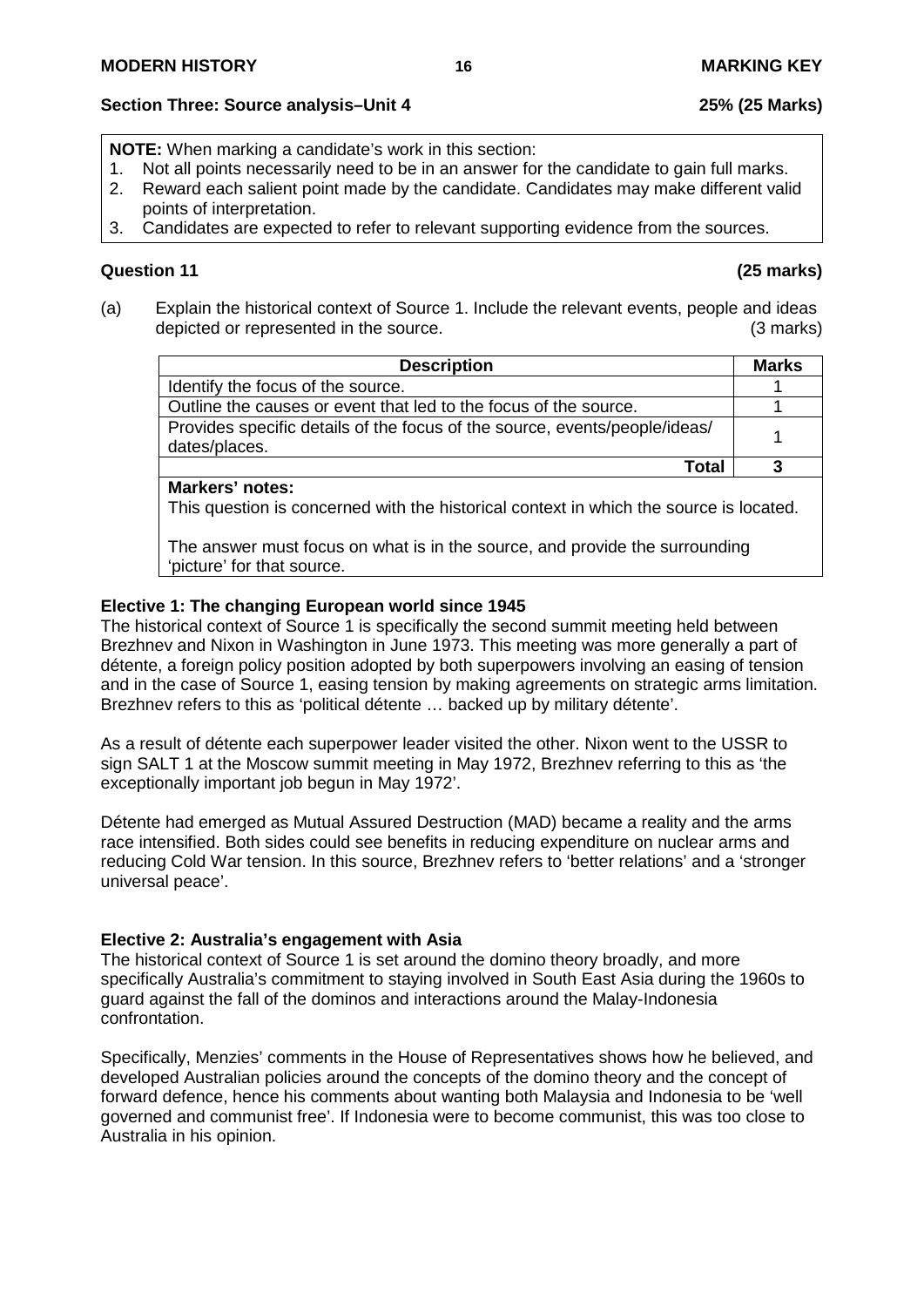## Section Three: Source analysis–Unit 4 — 25% (25 Marks)

**NOTE:** When marking a candidate's work in this section:

1. Not all points necessarily need to be in an answer for the candidate to gain full marks.
2. Reward each salient point made by the candidate. Candidates may make different valid points of interpretation.
3. Candidates are expected to refer to relevant supporting evidence from the sources.

### Question 11 (25 marks)

(a) Explain the historical context of Source 1. Include the relevant events, people and ideas depicted or represented in the source. (3 marks)

| Description | Marks |
|---|---|
| Identify the focus of the source. | 1 |
| Outline the causes or event that led to the focus of the source. | 1 |
| Provides specific details of the focus of the source, events/people/ideas/ dates/places. | 1 |
| **Total** | **3** |

**Markers' notes:**
This question is concerned with the historical context in which the source is located.

The answer must focus on what is in the source, and provide the surrounding 'picture' for that source.

**Elective 1: The changing European world since 1945**

The historical context of Source 1 is specifically the second summit meeting held between Brezhnev and Nixon in Washington in June 1973. This meeting was more generally a part of détente, a foreign policy position adopted by both superpowers involving an easing of tension and in the case of Source 1, easing tension by making agreements on strategic arms limitation. Brezhnev refers to this as 'political détente … backed up by military détente'.

As a result of détente each superpower leader visited the other. Nixon went to the USSR to sign SALT 1 at the Moscow summit meeting in May 1972, Brezhnev referring to this as 'the exceptionally important job begun in May 1972'.

Détente had emerged as Mutual Assured Destruction (MAD) became a reality and the arms race intensified. Both sides could see benefits in reducing expenditure on nuclear arms and reducing Cold War tension. In this source, Brezhnev refers to 'better relations' and a 'stronger universal peace'.

**Elective 2: Australia's engagement with Asia**

The historical context of Source 1 is set around the domino theory broadly, and more specifically Australia's commitment to staying involved in South East Asia during the 1960s to guard against the fall of the dominos and interactions around the Malay-Indonesia confrontation.

Specifically, Menzies' comments in the House of Representatives shows how he believed, and developed Australian policies around the concepts of the domino theory and the concept of forward defence, hence his comments about wanting both Malaysia and Indonesia to be 'well governed and communist free'. If Indonesia were to become communist, this was too close to Australia in his opinion.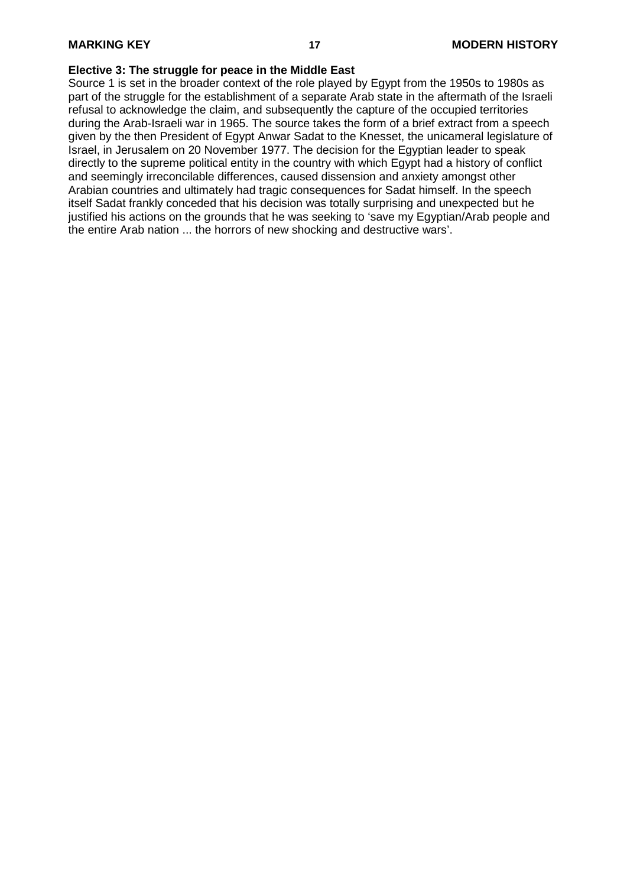**Elective 3: The struggle for peace in the Middle East**

Source 1 is set in the broader context of the role played by Egypt from the 1950s to 1980s as part of the struggle for the establishment of a separate Arab state in the aftermath of the Israeli refusal to acknowledge the claim, and subsequently the capture of the occupied territories during the Arab-Israeli war in 1965. The source takes the form of a brief extract from a speech given by the then President of Egypt Anwar Sadat to the Knesset, the unicameral legislature of Israel, in Jerusalem on 20 November 1977. The decision for the Egyptian leader to speak directly to the supreme political entity in the country with which Egypt had a history of conflict and seemingly irreconcilable differences, caused dissension and anxiety amongst other Arabian countries and ultimately had tragic consequences for Sadat himself. In the speech itself Sadat frankly conceded that his decision was totally surprising and unexpected but he justified his actions on the grounds that he was seeking to 'save my Egyptian/Arab people and the entire Arab nation ... the horrors of new shocking and destructive wars'.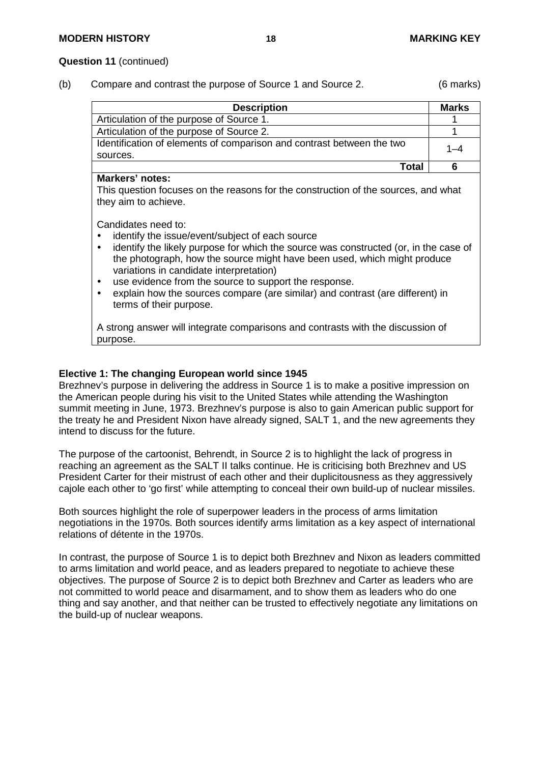**Question 11** (continued)

(b) Compare and contrast the purpose of Source 1 and Source 2. (6 marks)

| Description | Marks |
| --- | --- |
| Articulation of the purpose of Source 1. | 1 |
| Articulation of the purpose of Source 2. | 1 |
| Identification of elements of comparison and contrast between the two sources. | 1–4 |
| **Total** | **6** |

**Markers' notes:**

This question focuses on the reasons for the construction of the sources, and what they aim to achieve.

Candidates need to:

- identify the issue/event/subject of each source
- identify the likely purpose for which the source was constructed (or, in the case of the photograph, how the source might have been used, which might produce variations in candidate interpretation)
- use evidence from the source to support the response.
- explain how the sources compare (are similar) and contrast (are different) in terms of their purpose.

A strong answer will integrate comparisons and contrasts with the discussion of purpose.

**Elective 1: The changing European world since 1945**

Brezhnev's purpose in delivering the address in Source 1 is to make a positive impression on the American people during his visit to the United States while attending the Washington summit meeting in June, 1973. Brezhnev's purpose is also to gain American public support for the treaty he and President Nixon have already signed, SALT 1, and the new agreements they intend to discuss for the future.

The purpose of the cartoonist, Behrendt, in Source 2 is to highlight the lack of progress in reaching an agreement as the SALT II talks continue. He is criticising both Brezhnev and US President Carter for their mistrust of each other and their duplicitousness as they aggressively cajole each other to 'go first' while attempting to conceal their own build-up of nuclear missiles.

Both sources highlight the role of superpower leaders in the process of arms limitation negotiations in the 1970s. Both sources identify arms limitation as a key aspect of international relations of détente in the 1970s.

In contrast, the purpose of Source 1 is to depict both Brezhnev and Nixon as leaders committed to arms limitation and world peace, and as leaders prepared to negotiate to achieve these objectives. The purpose of Source 2 is to depict both Brezhnev and Carter as leaders who are not committed to world peace and disarmament, and to show them as leaders who do one thing and say another, and that neither can be trusted to effectively negotiate any limitations on the build-up of nuclear weapons.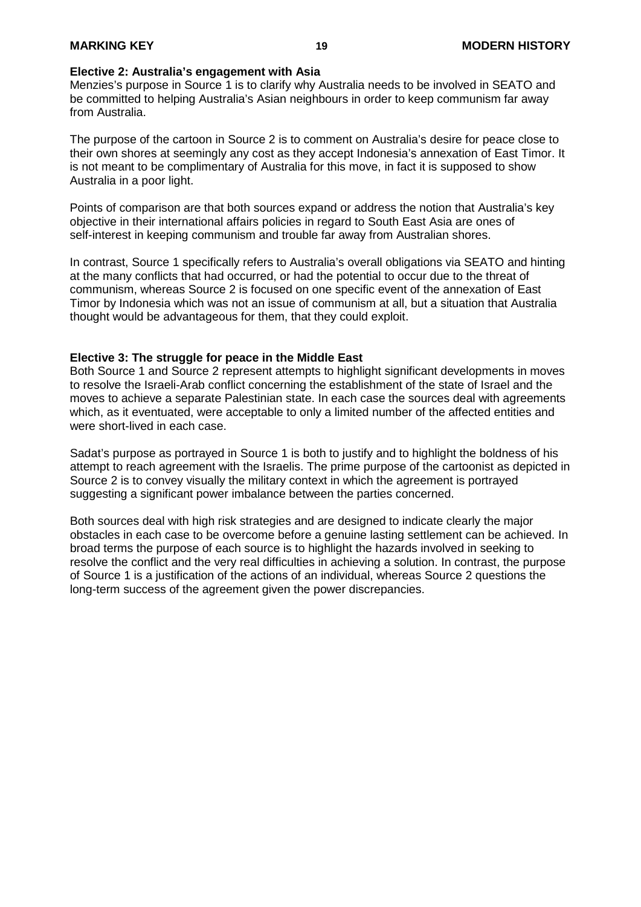**Elective 2: Australia's engagement with Asia**
Menzies's purpose in Source 1 is to clarify why Australia needs to be involved in SEATO and be committed to helping Australia's Asian neighbours in order to keep communism far away from Australia.

The purpose of the cartoon in Source 2 is to comment on Australia's desire for peace close to their own shores at seemingly any cost as they accept Indonesia's annexation of East Timor. It is not meant to be complimentary of Australia for this move, in fact it is supposed to show Australia in a poor light.

Points of comparison are that both sources expand or address the notion that Australia's key objective in their international affairs policies in regard to South East Asia are ones of self-interest in keeping communism and trouble far away from Australian shores.

In contrast, Source 1 specifically refers to Australia's overall obligations via SEATO and hinting at the many conflicts that had occurred, or had the potential to occur due to the threat of communism, whereas Source 2 is focused on one specific event of the annexation of East Timor by Indonesia which was not an issue of communism at all, but a situation that Australia thought would be advantageous for them, that they could exploit.

**Elective 3: The struggle for peace in the Middle East**
Both Source 1 and Source 2 represent attempts to highlight significant developments in moves to resolve the Israeli-Arab conflict concerning the establishment of the state of Israel and the moves to achieve a separate Palestinian state. In each case the sources deal with agreements which, as it eventuated, were acceptable to only a limited number of the affected entities and were short-lived in each case.

Sadat's purpose as portrayed in Source 1 is both to justify and to highlight the boldness of his attempt to reach agreement with the Israelis. The prime purpose of the cartoonist as depicted in Source 2 is to convey visually the military context in which the agreement is portrayed suggesting a significant power imbalance between the parties concerned.

Both sources deal with high risk strategies and are designed to indicate clearly the major obstacles in each case to be overcome before a genuine lasting settlement can be achieved. In broad terms the purpose of each source is to highlight the hazards involved in seeking to resolve the conflict and the very real difficulties in achieving a solution. In contrast, the purpose of Source 1 is a justification of the actions of an individual, whereas Source 2 questions the long-term success of the agreement given the power discrepancies.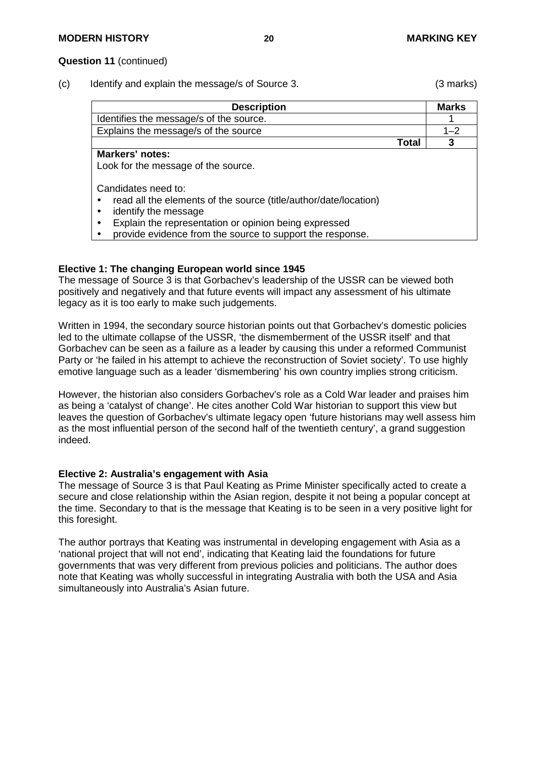**Question 11** (continued)

(c) Identify and explain the message/s of Source 3. (3 marks)

| Description | Marks |
|---|---|
| Identifies the message/s of the source. | 1 |
| Explains the message/s of the source | 1–2 |
| **Total** | **3** |
| **Markers' notes:**<br>Look for the message of the source.<br><br>Candidates need to:<br>• read all the elements of the source (title/author/date/location)<br>• identify the message<br>• Explain the representation or opinion being expressed<br>• provide evidence from the source to support the response. | |

**Elective 1: The changing European world since 1945**

The message of Source 3 is that Gorbachev's leadership of the USSR can be viewed both positively and negatively and that future events will impact any assessment of his ultimate legacy as it is too early to make such judgements.

Written in 1994, the secondary source historian points out that Gorbachev's domestic policies led to the ultimate collapse of the USSR, 'the dismemberment of the USSR itself' and that Gorbachev can be seen as a failure as a leader by causing this under a reformed Communist Party or 'he failed in his attempt to achieve the reconstruction of Soviet society'. To use highly emotive language such as a leader 'dismembering' his own country implies strong criticism.

However, the historian also considers Gorbachev's role as a Cold War leader and praises him as being a 'catalyst of change'. He cites another Cold War historian to support this view but leaves the question of Gorbachev's ultimate legacy open 'future historians may well assess him as the most influential person of the second half of the twentieth century', a grand suggestion indeed.

**Elective 2: Australia's engagement with Asia**

The message of Source 3 is that Paul Keating as Prime Minister specifically acted to create a secure and close relationship within the Asian region, despite it not being a popular concept at the time. Secondary to that is the message that Keating is to be seen in a very positive light for this foresight.

The author portrays that Keating was instrumental in developing engagement with Asia as a 'national project that will not end', indicating that Keating laid the foundations for future governments that was very different from previous policies and politicians. The author does note that Keating was wholly successful in integrating Australia with both the USA and Asia simultaneously into Australia's Asian future.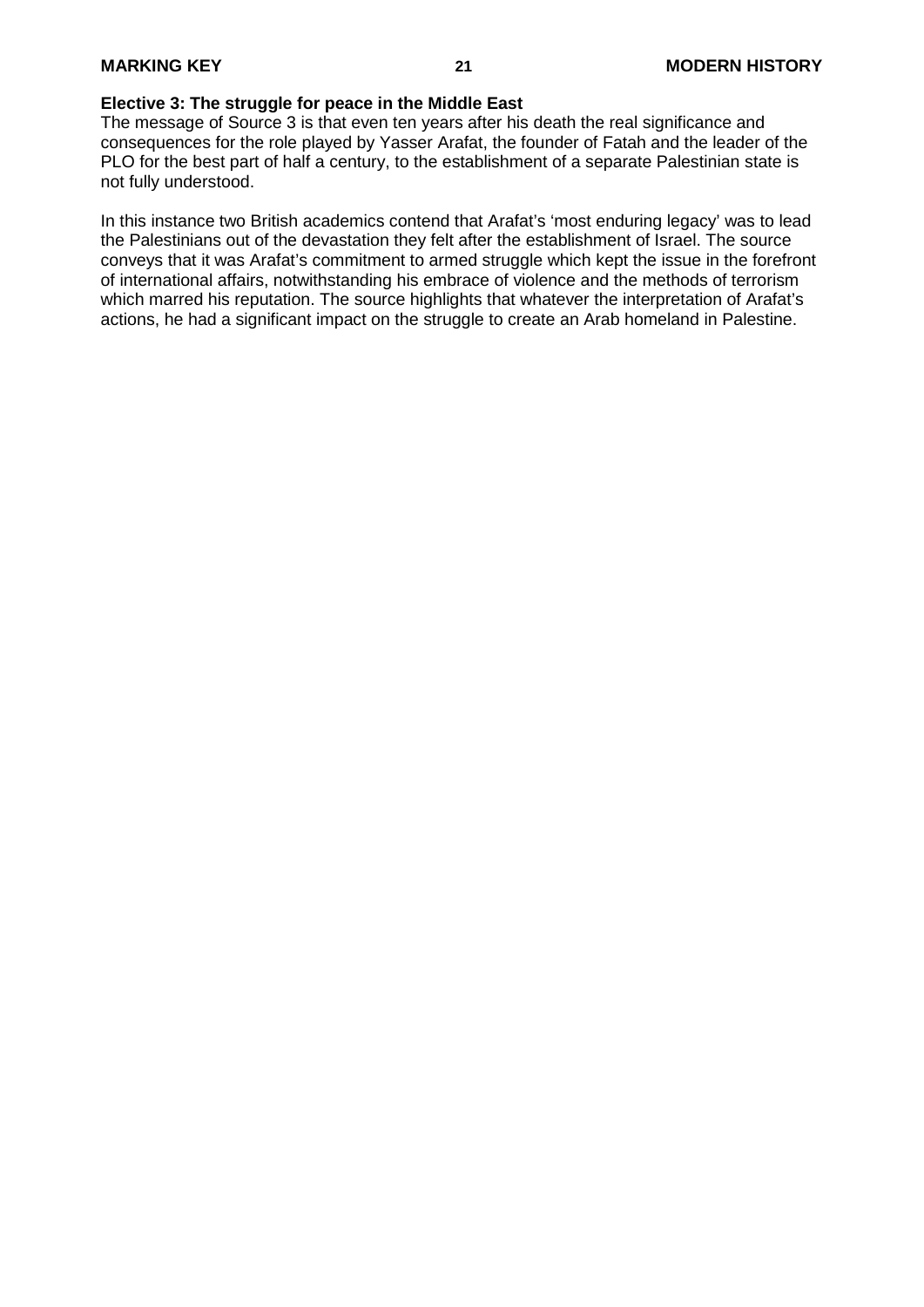**Elective 3: The struggle for peace in the Middle East**

The message of Source 3 is that even ten years after his death the real significance and consequences for the role played by Yasser Arafat, the founder of Fatah and the leader of the PLO for the best part of half a century, to the establishment of a separate Palestinian state is not fully understood.

In this instance two British academics contend that Arafat's 'most enduring legacy' was to lead the Palestinians out of the devastation they felt after the establishment of Israel. The source conveys that it was Arafat's commitment to armed struggle which kept the issue in the forefront of international affairs, notwithstanding his embrace of violence and the methods of terrorism which marred his reputation. The source highlights that whatever the interpretation of Arafat's actions, he had a significant impact on the struggle to create an Arab homeland in Palestine.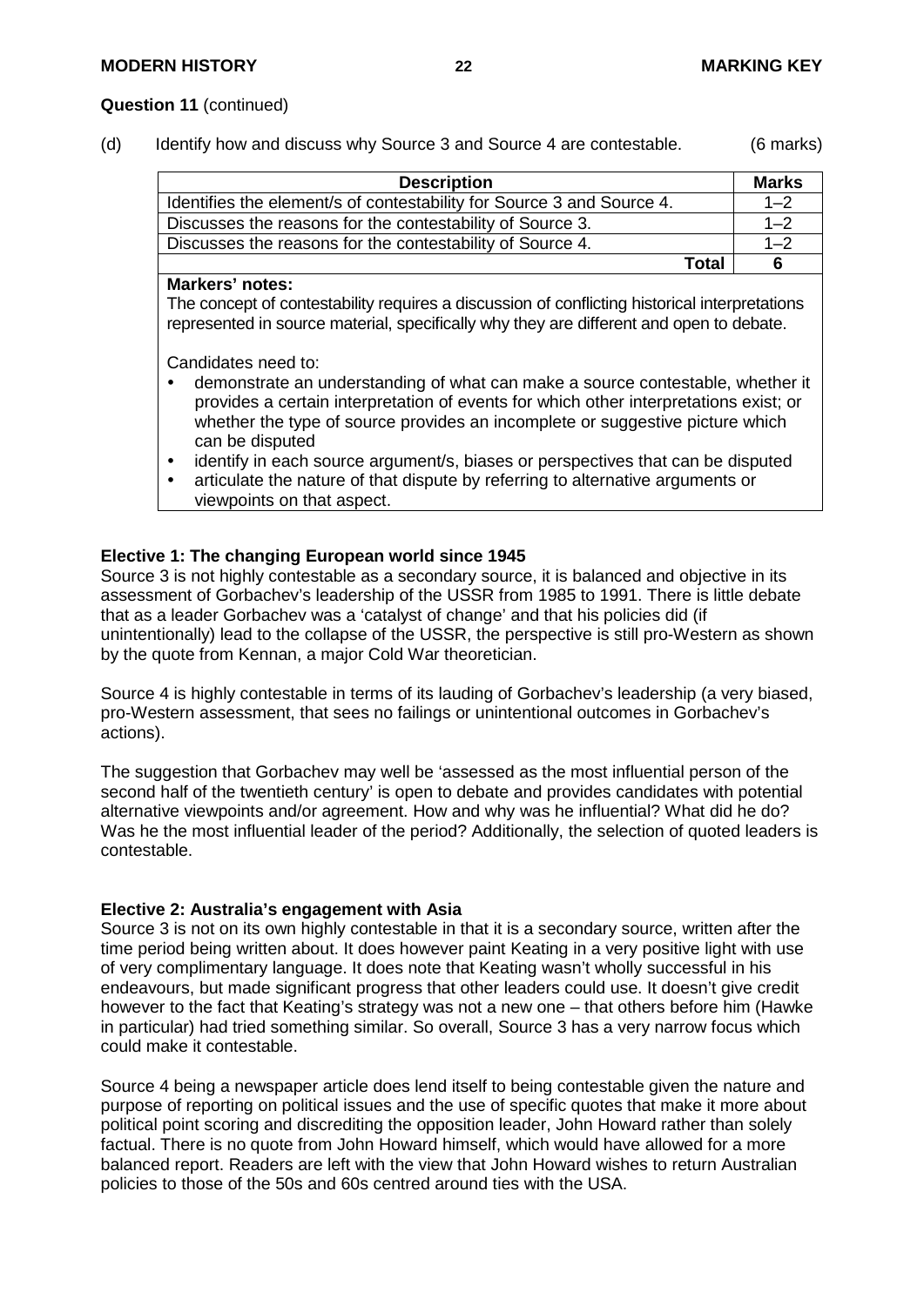**Question 11** (continued)

(d) Identify how and discuss why Source 3 and Source 4 are contestable. (6 marks)

| Description | Marks |
|---|---|
| Identifies the element/s of contestability for Source 3 and Source 4. | 1–2 |
| Discusses the reasons for the contestability of Source 3. | 1–2 |
| Discusses the reasons for the contestability of Source 4. | 1–2 |
| **Total** | **6** |

**Markers' notes:**

The concept of contestability requires a discussion of conflicting historical interpretations represented in source material, specifically why they are different and open to debate.

Candidates need to:

- demonstrate an understanding of what can make a source contestable, whether it provides a certain interpretation of events for which other interpretations exist; or whether the type of source provides an incomplete or suggestive picture which can be disputed
- identify in each source argument/s, biases or perspectives that can be disputed
- articulate the nature of that dispute by referring to alternative arguments or viewpoints on that aspect.

**Elective 1: The changing European world since 1945**

Source 3 is not highly contestable as a secondary source, it is balanced and objective in its assessment of Gorbachev's leadership of the USSR from 1985 to 1991. There is little debate that as a leader Gorbachev was a 'catalyst of change' and that his policies did (if unintentionally) lead to the collapse of the USSR, the perspective is still pro-Western as shown by the quote from Kennan, a major Cold War theoretician.

Source 4 is highly contestable in terms of its lauding of Gorbachev's leadership (a very biased, pro-Western assessment, that sees no failings or unintentional outcomes in Gorbachev's actions).

The suggestion that Gorbachev may well be 'assessed as the most influential person of the second half of the twentieth century' is open to debate and provides candidates with potential alternative viewpoints and/or agreement. How and why was he influential? What did he do? Was he the most influential leader of the period? Additionally, the selection of quoted leaders is contestable.

**Elective 2: Australia's engagement with Asia**

Source 3 is not on its own highly contestable in that it is a secondary source, written after the time period being written about. It does however paint Keating in a very positive light with use of very complimentary language. It does note that Keating wasn't wholly successful in his endeavours, but made significant progress that other leaders could use. It doesn't give credit however to the fact that Keating's strategy was not a new one – that others before him (Hawke in particular) had tried something similar. So overall, Source 3 has a very narrow focus which could make it contestable.

Source 4 being a newspaper article does lend itself to being contestable given the nature and purpose of reporting on political issues and the use of specific quotes that make it more about political point scoring and discrediting the opposition leader, John Howard rather than solely factual. There is no quote from John Howard himself, which would have allowed for a more balanced report. Readers are left with the view that John Howard wishes to return Australian policies to those of the 50s and 60s centred around ties with the USA.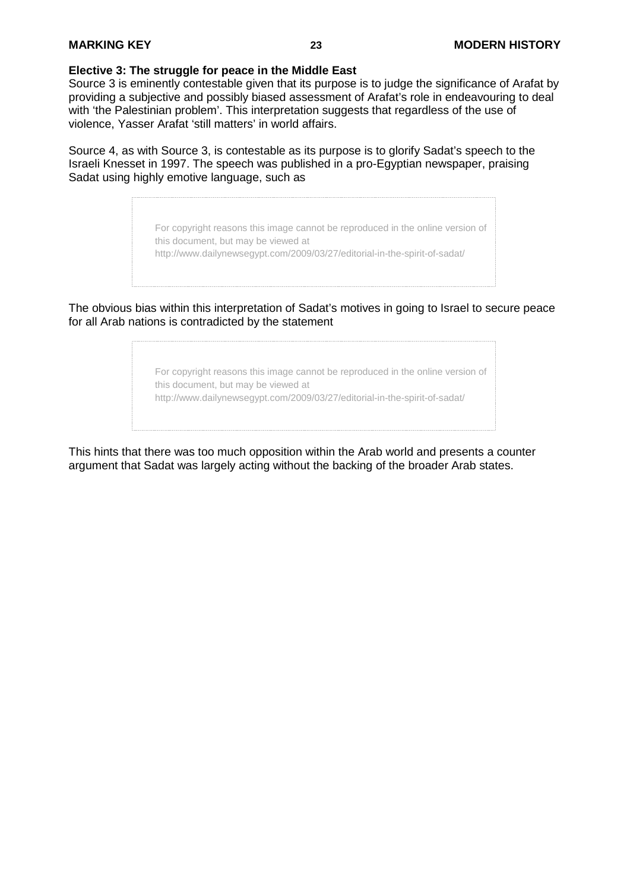**Elective 3: The struggle for peace in the Middle East**

Source 3 is eminently contestable given that its purpose is to judge the significance of Arafat by providing a subjective and possibly biased assessment of Arafat's role in endeavouring to deal with 'the Palestinian problem'. This interpretation suggests that regardless of the use of violence, Yasser Arafat 'still matters' in world affairs.

Source 4, as with Source 3, is contestable as its purpose is to glorify Sadat's speech to the Israeli Knesset in 1997. The speech was published in a pro-Egyptian newspaper, praising Sadat using highly emotive language, such as

For copyright reasons this image cannot be reproduced in the online version of this document, but may be viewed at http://www.dailynewsegypt.com/2009/03/27/editorial-in-the-spirit-of-sadat/

The obvious bias within this interpretation of Sadat's motives in going to Israel to secure peace for all Arab nations is contradicted by the statement

For copyright reasons this image cannot be reproduced in the online version of this document, but may be viewed at http://www.dailynewsegypt.com/2009/03/27/editorial-in-the-spirit-of-sadat/

This hints that there was too much opposition within the Arab world and presents a counter argument that Sadat was largely acting without the backing of the broader Arab states.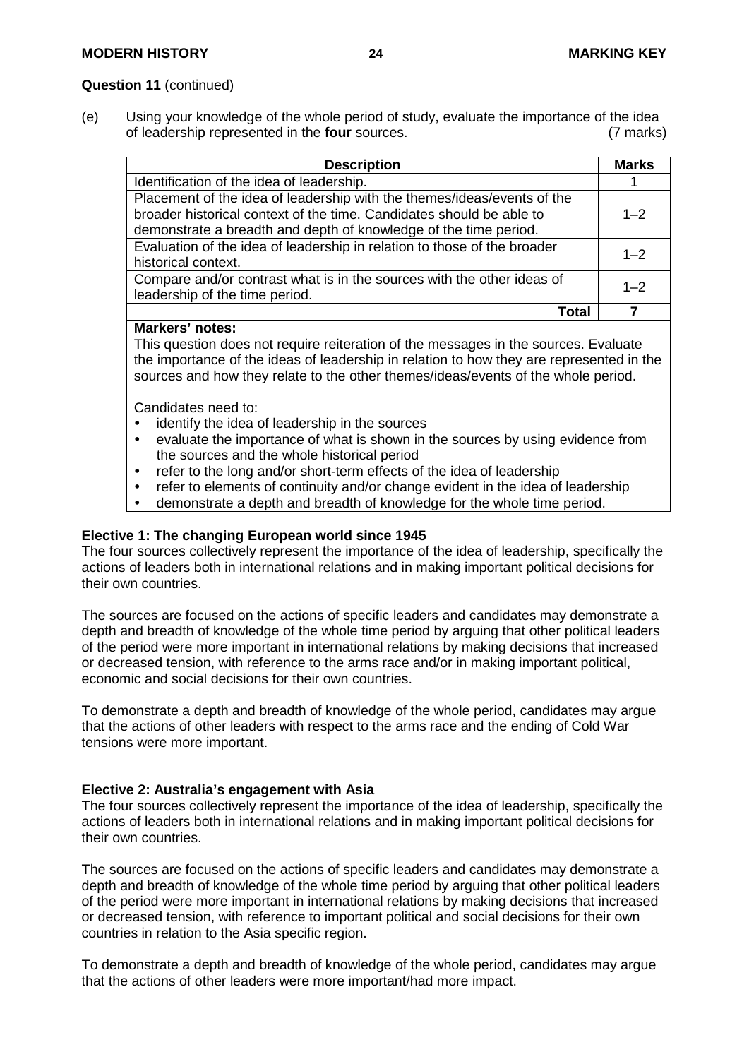**Question 11** (continued)

(e) Using your knowledge of the whole period of study, evaluate the importance of the idea of leadership represented in the **four** sources. (7 marks)

| Description | Marks |
|---|---|
| Identification of the idea of leadership. | 1 |
| Placement of the idea of leadership with the themes/ideas/events of the broader historical context of the time. Candidates should be able to demonstrate a breadth and depth of knowledge of the time period. | 1–2 |
| Evaluation of the idea of leadership in relation to those of the broader historical context. | 1–2 |
| Compare and/or contrast what is in the sources with the other ideas of leadership of the time period. | 1–2 |
| **Total** | **7** |

**Markers' notes:**

This question does not require reiteration of the messages in the sources. Evaluate the importance of the ideas of leadership in relation to how they are represented in the sources and how they relate to the other themes/ideas/events of the whole period.

Candidates need to:

- identify the idea of leadership in the sources
- evaluate the importance of what is shown in the sources by using evidence from the sources and the whole historical period
- refer to the long and/or short-term effects of the idea of leadership
- refer to elements of continuity and/or change evident in the idea of leadership
- demonstrate a depth and breadth of knowledge for the whole time period.

**Elective 1: The changing European world since 1945**

The four sources collectively represent the importance of the idea of leadership, specifically the actions of leaders both in international relations and in making important political decisions for their own countries.

The sources are focused on the actions of specific leaders and candidates may demonstrate a depth and breadth of knowledge of the whole time period by arguing that other political leaders of the period were more important in international relations by making decisions that increased or decreased tension, with reference to the arms race and/or in making important political, economic and social decisions for their own countries.

To demonstrate a depth and breadth of knowledge of the whole period, candidates may argue that the actions of other leaders with respect to the arms race and the ending of Cold War tensions were more important.

**Elective 2: Australia's engagement with Asia**

The four sources collectively represent the importance of the idea of leadership, specifically the actions of leaders both in international relations and in making important political decisions for their own countries.

The sources are focused on the actions of specific leaders and candidates may demonstrate a depth and breadth of knowledge of the whole time period by arguing that other political leaders of the period were more important in international relations by making decisions that increased or decreased tension, with reference to important political and social decisions for their own countries in relation to the Asia specific region.

To demonstrate a depth and breadth of knowledge of the whole period, candidates may argue that the actions of other leaders were more important/had more impact.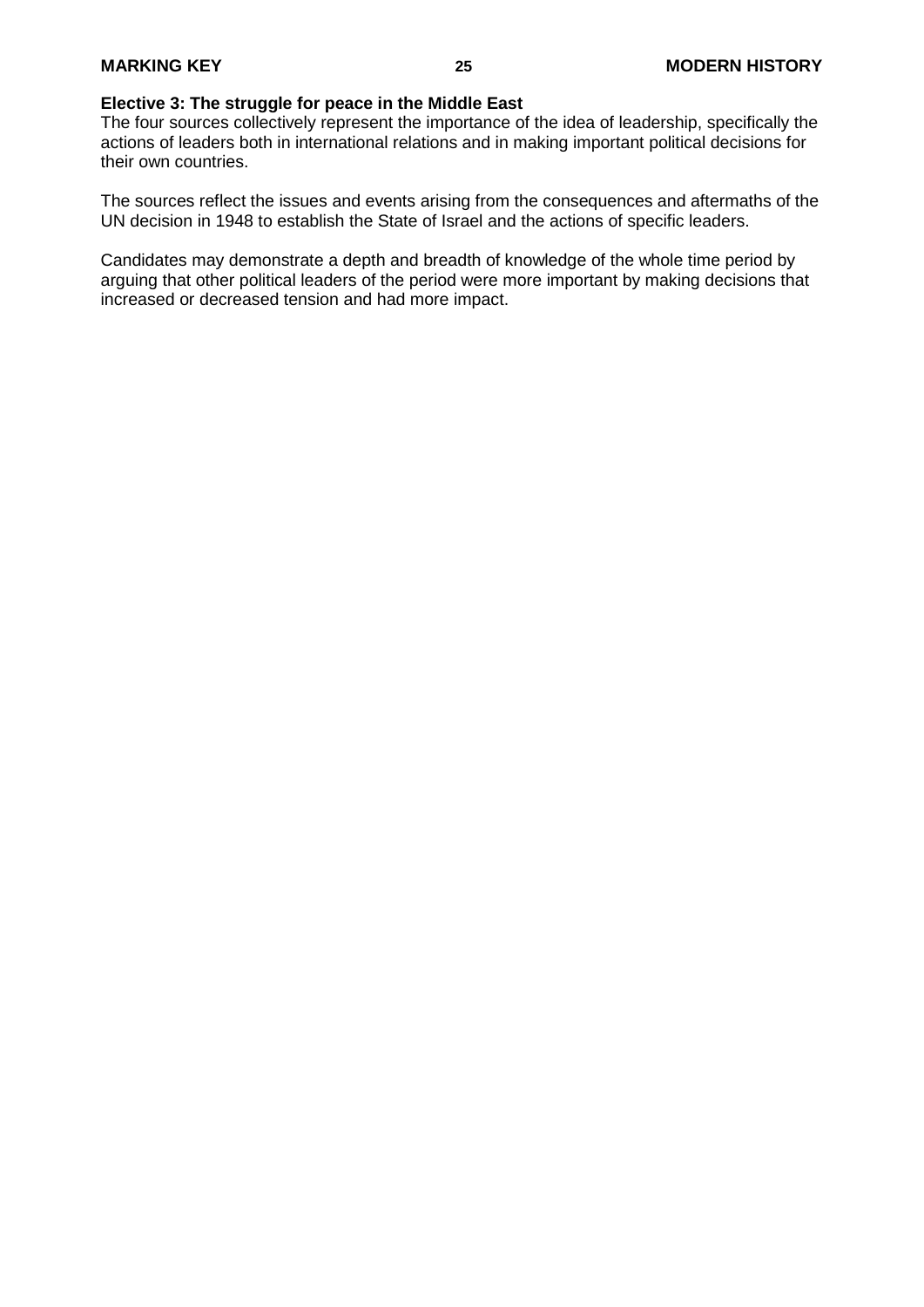**Elective 3: The struggle for peace in the Middle East**
The four sources collectively represent the importance of the idea of leadership, specifically the actions of leaders both in international relations and in making important political decisions for their own countries.

The sources reflect the issues and events arising from the consequences and aftermaths of the UN decision in 1948 to establish the State of Israel and the actions of specific leaders.

Candidates may demonstrate a depth and breadth of knowledge of the whole time period by arguing that other political leaders of the period were more important by making decisions that increased or decreased tension and had more impact.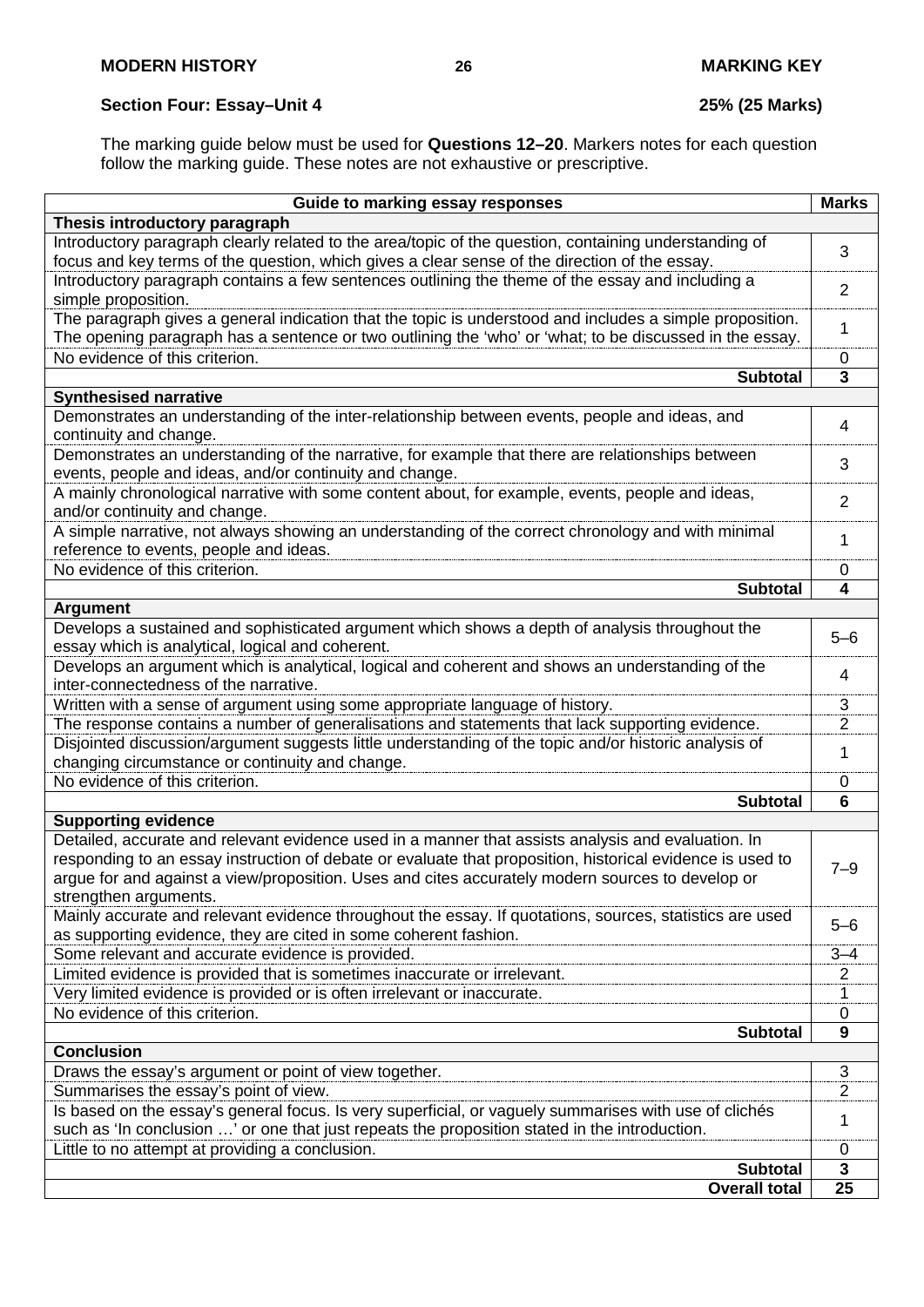## Section Four: Essay–Unit 4 25% (25 Marks)

The marking guide below must be used for **Questions 12–20**. Markers notes for each question follow the marking guide. These notes are not exhaustive or prescriptive.

| Guide to marking essay responses | Marks |
|---|---|
| **Thesis introductory paragraph** | |
| Introductory paragraph clearly related to the area/topic of the question, containing understanding of focus and key terms of the question, which gives a clear sense of the direction of the essay. | 3 |
| Introductory paragraph contains a few sentences outlining the theme of the essay and including a simple proposition. | 2 |
| The paragraph gives a general indication that the topic is understood and includes a simple proposition. The opening paragraph has a sentence or two outlining the 'who' or 'what; to be discussed in the essay. | 1 |
| No evidence of this criterion. | 0 |
| **Subtotal** | **3** |
| **Synthesised narrative** | |
| Demonstrates an understanding of the inter-relationship between events, people and ideas, and continuity and change. | 4 |
| Demonstrates an understanding of the narrative, for example that there are relationships between events, people and ideas, and/or continuity and change. | 3 |
| A mainly chronological narrative with some content about, for example, events, people and ideas, and/or continuity and change. | 2 |
| A simple narrative, not always showing an understanding of the correct chronology and with minimal reference to events, people and ideas. | 1 |
| No evidence of this criterion. | 0 |
| **Subtotal** | **4** |
| **Argument** | |
| Develops a sustained and sophisticated argument which shows a depth of analysis throughout the essay which is analytical, logical and coherent. | 5–6 |
| Develops an argument which is analytical, logical and coherent and shows an understanding of the inter-connectedness of the narrative. | 4 |
| Written with a sense of argument using some appropriate language of history. | 3 |
| The response contains a number of generalisations and statements that lack supporting evidence. | 2 |
| Disjointed discussion/argument suggests little understanding of the topic and/or historic analysis of changing circumstance or continuity and change. | 1 |
| No evidence of this criterion. | 0 |
| **Subtotal** | **6** |
| **Supporting evidence** | |
| Detailed, accurate and relevant evidence used in a manner that assists analysis and evaluation. In responding to an essay instruction of debate or evaluate that proposition, historical evidence is used to argue for and against a view/proposition. Uses and cites accurately modern sources to develop or strengthen arguments. | 7–9 |
| Mainly accurate and relevant evidence throughout the essay. If quotations, sources, statistics are used as supporting evidence, they are cited in some coherent fashion. | 5–6 |
| Some relevant and accurate evidence is provided. | 3–4 |
| Limited evidence is provided that is sometimes inaccurate or irrelevant. | 2 |
| Very limited evidence is provided or is often irrelevant or inaccurate. | 1 |
| No evidence of this criterion. | 0 |
| **Subtotal** | **9** |
| **Conclusion** | |
| Draws the essay's argument or point of view together. | 3 |
| Summarises the essay's point of view. | 2 |
| Is based on the essay's general focus. Is very superficial, or vaguely summarises with use of clichés such as 'In conclusion …' or one that just repeats the proposition stated in the introduction. | 1 |
| Little to no attempt at providing a conclusion. | 0 |
| **Subtotal** | **3** |
| **Overall total** | **25** |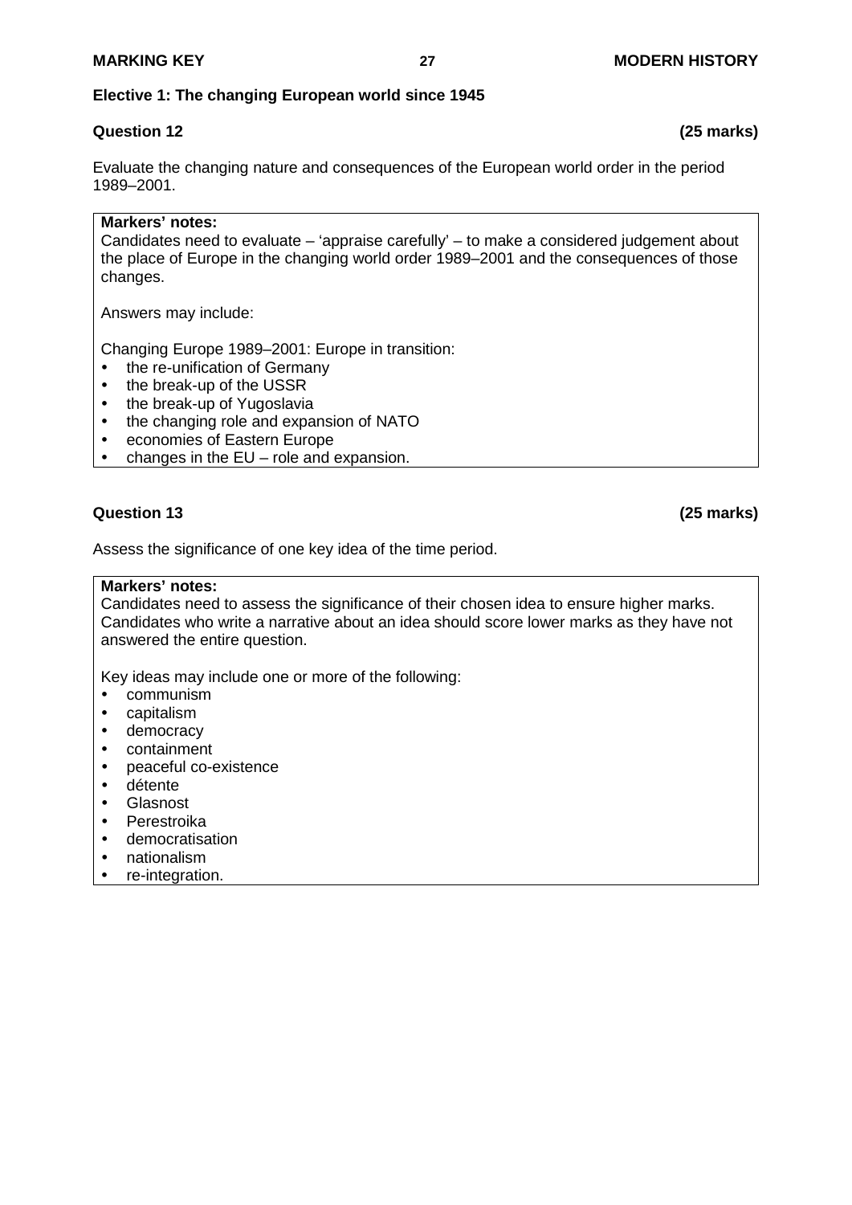**Elective 1: The changing European world since 1945**

**Question 12 (25 marks)**

Evaluate the changing nature and consequences of the European world order in the period 1989–2001.

**Markers' notes:**
Candidates need to evaluate – 'appraise carefully' – to make a considered judgement about the place of Europe in the changing world order 1989–2001 and the consequences of those changes.

Answers may include:

Changing Europe 1989–2001: Europe in transition:

- the re-unification of Germany
- the break-up of the USSR
- the break-up of Yugoslavia
- the changing role and expansion of NATO
- economies of Eastern Europe
- changes in the EU – role and expansion.

**Question 13 (25 marks)**

Assess the significance of one key idea of the time period.

**Markers' notes:**
Candidates need to assess the significance of their chosen idea to ensure higher marks. Candidates who write a narrative about an idea should score lower marks as they have not answered the entire question.

Key ideas may include one or more of the following:

- communism
- capitalism
- democracy
- containment
- peaceful co-existence
- détente
- Glasnost
- Perestroika
- democratisation
- nationalism
- re-integration.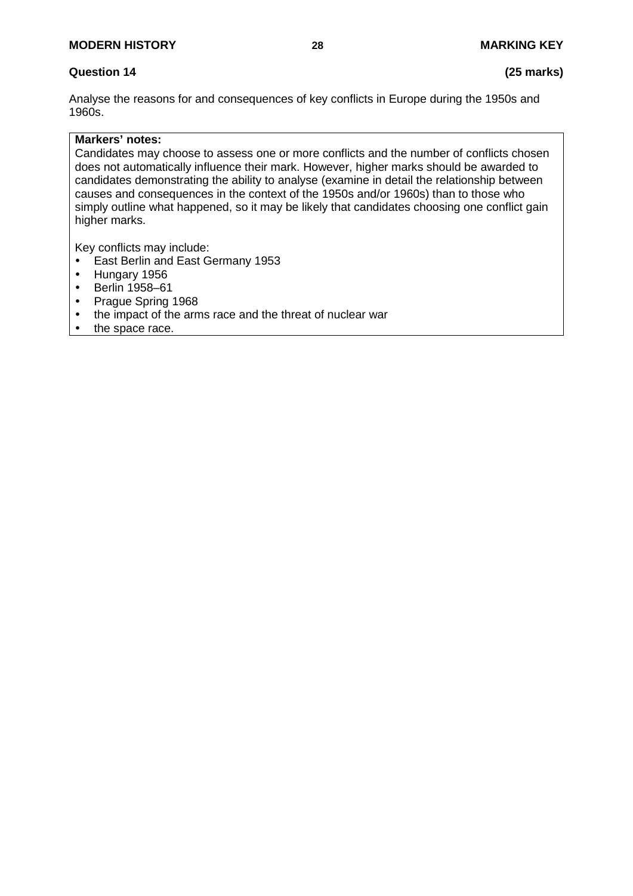**Question 14** **(25 marks)**

Analyse the reasons for and consequences of key conflicts in Europe during the 1950s and 1960s.

**Markers' notes:**

Candidates may choose to assess one or more conflicts and the number of conflicts chosen does not automatically influence their mark. However, higher marks should be awarded to candidates demonstrating the ability to analyse (examine in detail the relationship between causes and consequences in the context of the 1950s and/or 1960s) than to those who simply outline what happened, so it may be likely that candidates choosing one conflict gain higher marks.

Key conflicts may include:

- East Berlin and East Germany 1953
- Hungary 1956
- Berlin 1958–61
- Prague Spring 1968
- the impact of the arms race and the threat of nuclear war
- the space race.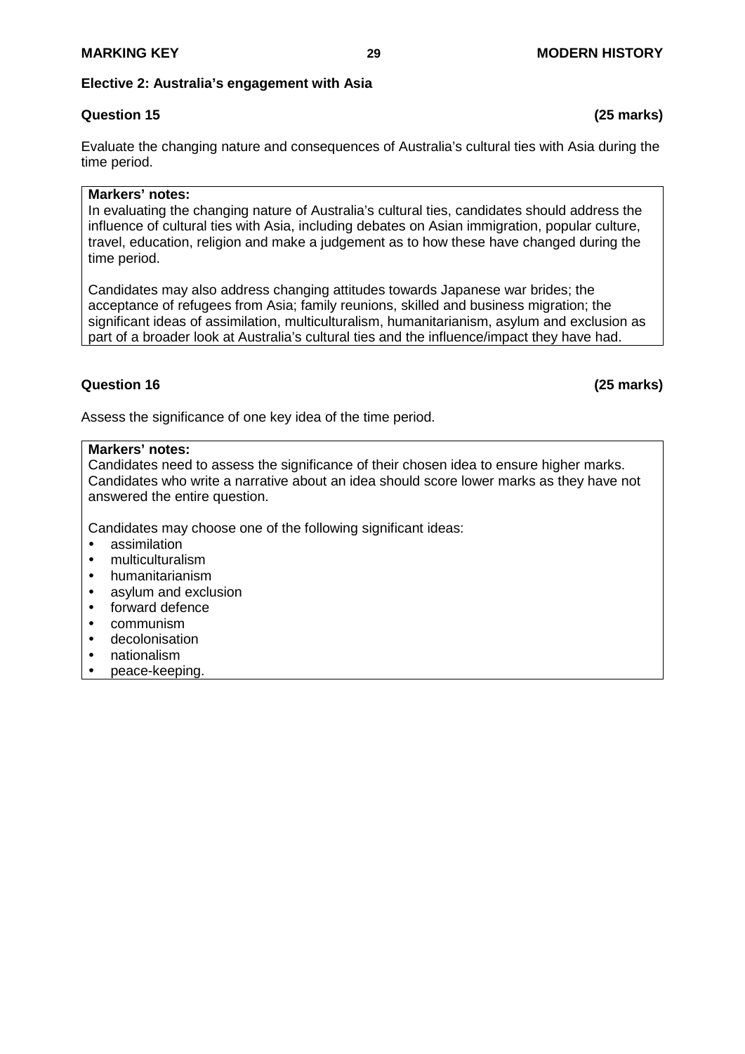**Elective 2: Australia's engagement with Asia**

**Question 15** **(25 marks)**

Evaluate the changing nature and consequences of Australia's cultural ties with Asia during the time period.

**Markers' notes:**
In evaluating the changing nature of Australia's cultural ties, candidates should address the influence of cultural ties with Asia, including debates on Asian immigration, popular culture, travel, education, religion and make a judgement as to how these have changed during the time period.

Candidates may also address changing attitudes towards Japanese war brides; the acceptance of refugees from Asia; family reunions, skilled and business migration; the significant ideas of assimilation, multiculturalism, humanitarianism, asylum and exclusion as part of a broader look at Australia's cultural ties and the influence/impact they have had.

**Question 16** **(25 marks)**

Assess the significance of one key idea of the time period.

**Markers' notes:**
Candidates need to assess the significance of their chosen idea to ensure higher marks. Candidates who write a narrative about an idea should score lower marks as they have not answered the entire question.

Candidates may choose one of the following significant ideas:

- assimilation
- multiculturalism
- humanitarianism
- asylum and exclusion
- forward defence
- communism
- decolonisation
- nationalism
- peace-keeping.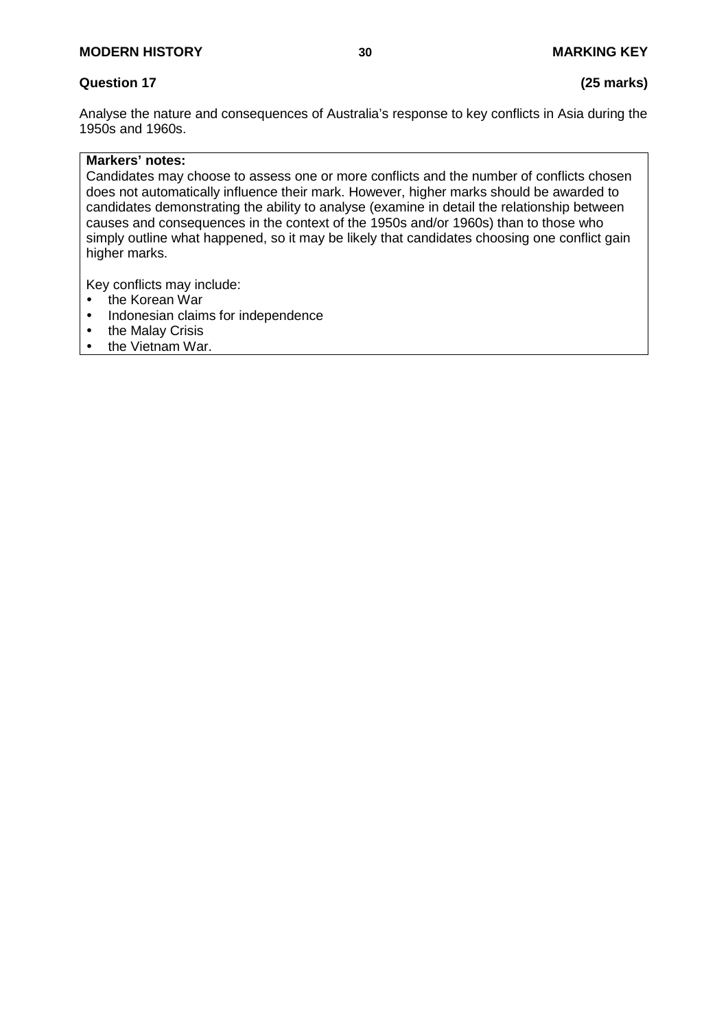**Question 17** **(25 marks)**

Analyse the nature and consequences of Australia's response to key conflicts in Asia during the 1950s and 1960s.

**Markers' notes:**
Candidates may choose to assess one or more conflicts and the number of conflicts chosen does not automatically influence their mark. However, higher marks should be awarded to candidates demonstrating the ability to analyse (examine in detail the relationship between causes and consequences in the context of the 1950s and/or 1960s) than to those who simply outline what happened, so it may be likely that candidates choosing one conflict gain higher marks.

Key conflicts may include:

- the Korean War
- Indonesian claims for independence
- the Malay Crisis
- the Vietnam War.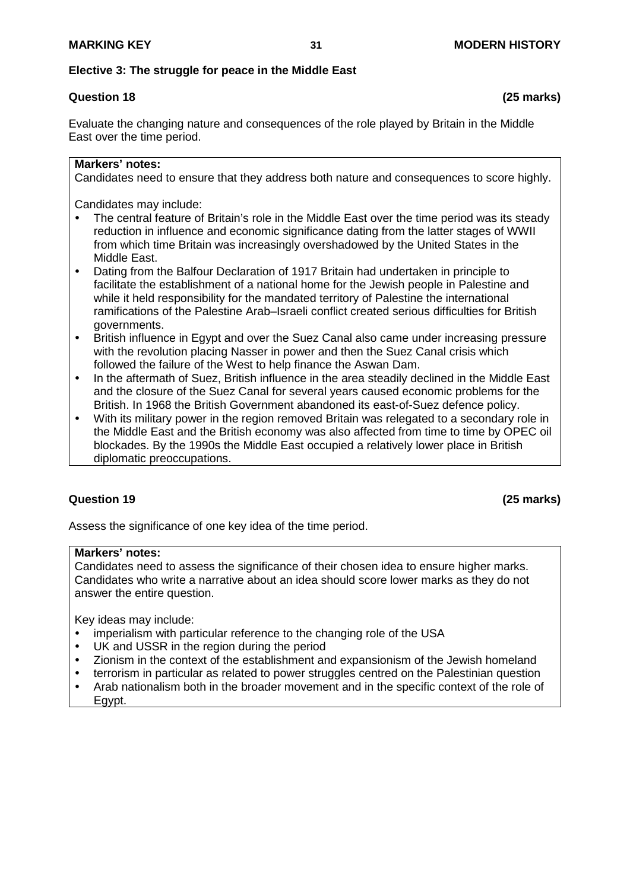## Elective 3: The struggle for peace in the Middle East

### Question 18 (25 marks)

Evaluate the changing nature and consequences of the role played by Britain in the Middle East over the time period.

**Markers' notes:**
Candidates need to ensure that they address both nature and consequences to score highly.

Candidates may include:

- The central feature of Britain's role in the Middle East over the time period was its steady reduction in influence and economic significance dating from the latter stages of WWII from which time Britain was increasingly overshadowed by the United States in the Middle East.
- Dating from the Balfour Declaration of 1917 Britain had undertaken in principle to facilitate the establishment of a national home for the Jewish people in Palestine and while it held responsibility for the mandated territory of Palestine the international ramifications of the Palestine Arab–Israeli conflict created serious difficulties for British governments.
- British influence in Egypt and over the Suez Canal also came under increasing pressure with the revolution placing Nasser in power and then the Suez Canal crisis which followed the failure of the West to help finance the Aswan Dam.
- In the aftermath of Suez, British influence in the area steadily declined in the Middle East and the closure of the Suez Canal for several years caused economic problems for the British. In 1968 the British Government abandoned its east-of-Suez defence policy.
- With its military power in the region removed Britain was relegated to a secondary role in the Middle East and the British economy was also affected from time to time by OPEC oil blockades. By the 1990s the Middle East occupied a relatively lower place in British diplomatic preoccupations.

### Question 19 (25 marks)

Assess the significance of one key idea of the time period.

**Markers' notes:**
Candidates need to assess the significance of their chosen idea to ensure higher marks. Candidates who write a narrative about an idea should score lower marks as they do not answer the entire question.

Key ideas may include:

- imperialism with particular reference to the changing role of the USA
- UK and USSR in the region during the period
- Zionism in the context of the establishment and expansionism of the Jewish homeland
- terrorism in particular as related to power struggles centred on the Palestinian question
- Arab nationalism both in the broader movement and in the specific context of the role of Egypt.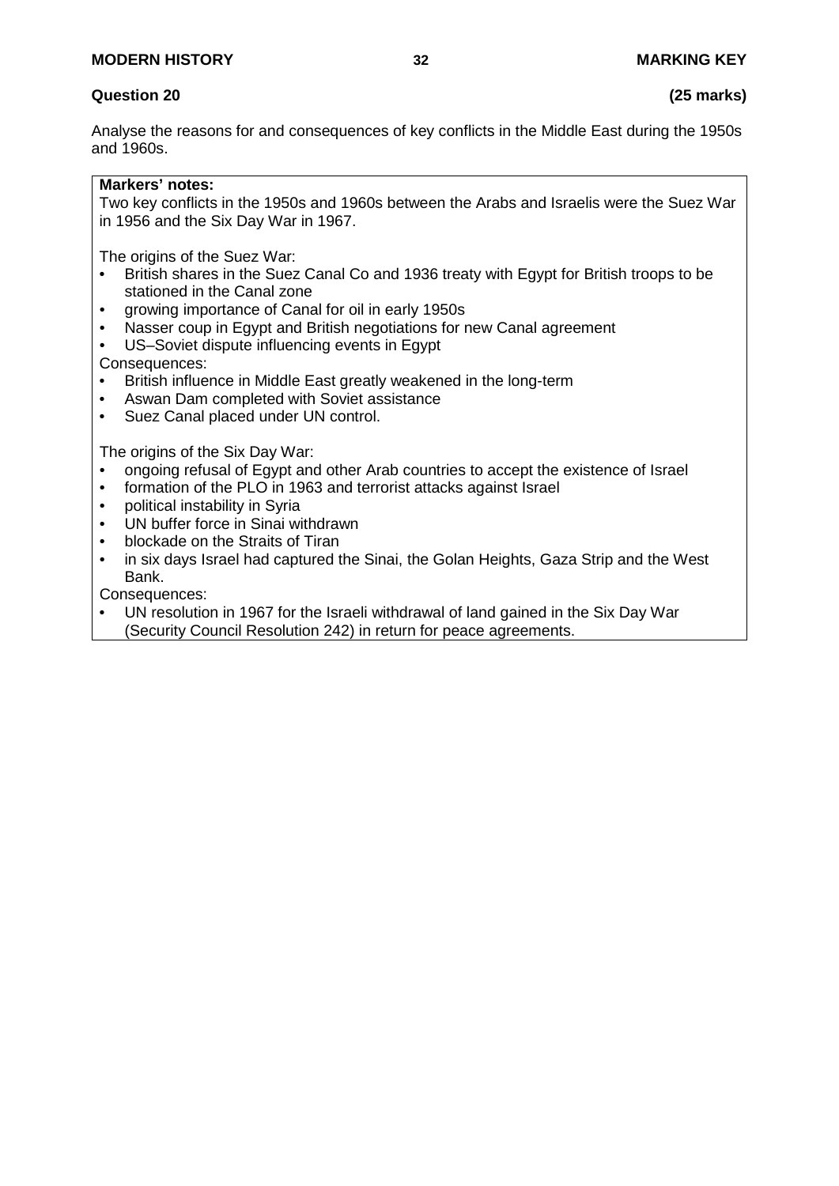**Question 20** **(25 marks)**

Analyse the reasons for and consequences of key conflicts in the Middle East during the 1950s and 1960s.

**Markers' notes:**

Two key conflicts in the 1950s and 1960s between the Arabs and Israelis were the Suez War in 1956 and the Six Day War in 1967.

The origins of the Suez War:

- British shares in the Suez Canal Co and 1936 treaty with Egypt for British troops to be stationed in the Canal zone
- growing importance of Canal for oil in early 1950s
- Nasser coup in Egypt and British negotiations for new Canal agreement
- US–Soviet dispute influencing events in Egypt

Consequences:

- British influence in Middle East greatly weakened in the long-term
- Aswan Dam completed with Soviet assistance
- Suez Canal placed under UN control.

The origins of the Six Day War:

- ongoing refusal of Egypt and other Arab countries to accept the existence of Israel
- formation of the PLO in 1963 and terrorist attacks against Israel
- political instability in Syria
- UN buffer force in Sinai withdrawn
- blockade on the Straits of Tiran
- in six days Israel had captured the Sinai, the Golan Heights, Gaza Strip and the West Bank.

Consequences:

- UN resolution in 1967 for the Israeli withdrawal of land gained in the Six Day War (Security Council Resolution 242) in return for peace agreements.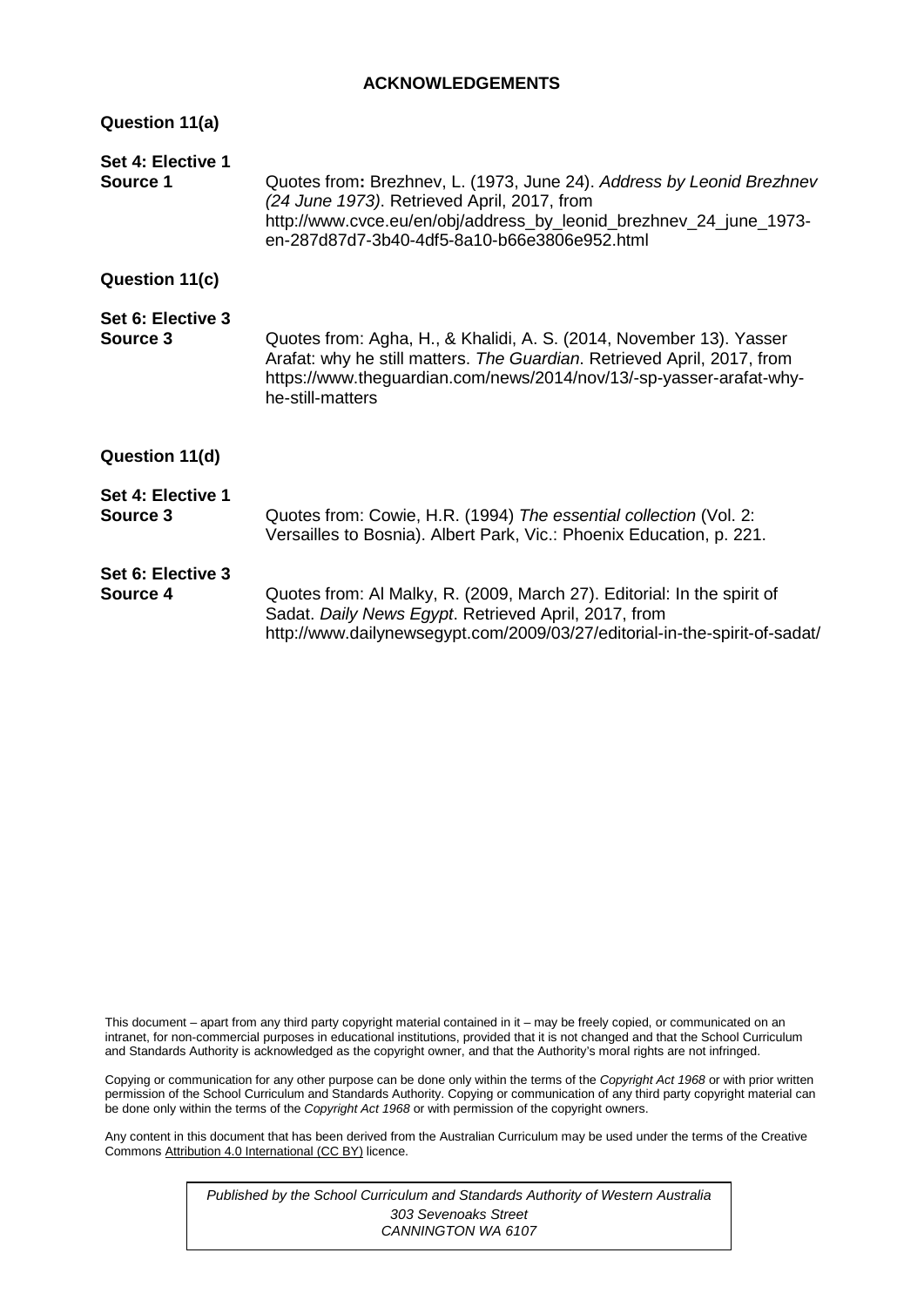# ACKNOWLEDGEMENTS

**Question 11(a)**

**Set 4: Elective 1**
**Source 1** Quotes from**:** Brezhnev, L. (1973, June 24). *Address by Leonid Brezhnev (24 June 1973)*. Retrieved April, 2017, from http://www.cvce.eu/en/obj/address_by_leonid_brezhnev_24_june_1973-en-287d87d7-3b40-4df5-8a10-b66e3806e952.html

**Question 11(c)**

**Set 6: Elective 3**
**Source 3** Quotes from: Agha, H., & Khalidi, A. S. (2014, November 13). Yasser Arafat: why he still matters. *The Guardian*. Retrieved April, 2017, from https://www.theguardian.com/news/2014/nov/13/-sp-yasser-arafat-why-he-still-matters

**Question 11(d)**

**Set 4: Elective 1**
**Source 3** Quotes from: Cowie, H.R. (1994) *The essential collection* (Vol. 2: Versailles to Bosnia). Albert Park, Vic.: Phoenix Education, p. 221.

**Set 6: Elective 3**
**Source 4** Quotes from: Al Malky, R. (2009, March 27). Editorial: In the spirit of Sadat. *Daily News Egypt*. Retrieved April, 2017, from http://www.dailynewsegypt.com/2009/03/27/editorial-in-the-spirit-of-sadat/

This document – apart from any third party copyright material contained in it – may be freely copied, or communicated on an intranet, for non-commercial purposes in educational institutions, provided that it is not changed and that the School Curriculum and Standards Authority is acknowledged as the copyright owner, and that the Authority's moral rights are not infringed.

Copying or communication for any other purpose can be done only within the terms of the *Copyright Act 1968* or with prior written permission of the School Curriculum and Standards Authority. Copying or communication of any third party copyright material can be done only within the terms of the *Copyright Act 1968* or with permission of the copyright owners.

Any content in this document that has been derived from the Australian Curriculum may be used under the terms of the Creative Commons Attribution 4.0 International (CC BY) licence.

*Published by the School Curriculum and Standards Authority of Western Australia*
*303 Sevenoaks Street*
*CANNINGTON WA 6107*